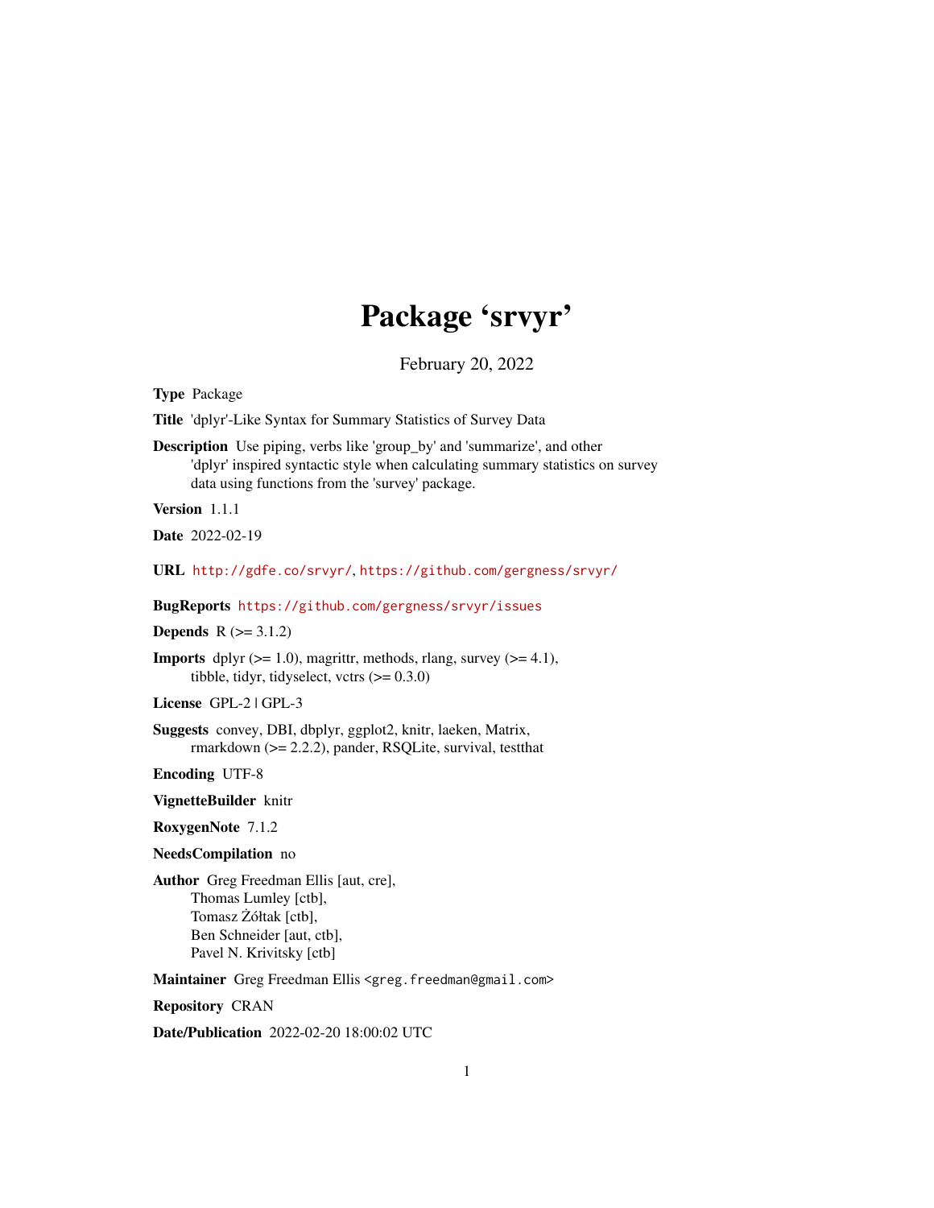# Package 'srvyr'

February 20, 2022

**Type** Package

**Title** 'dplyr'-Like Syntax for Summary Statistics of Survey Data

**Description** Use piping, verbs like 'group_by' and 'summarize', and other 'dplyr' inspired syntactic style when calculating summary statistics on survey data using functions from the 'survey' package.

**Version** 1.1.1

**Date** 2022-02-19

**URL** http://gdfe.co/srvyr/, https://github.com/gergness/srvyr/

**BugReports** https://github.com/gergness/srvyr/issues

**Depends** R (>= 3.1.2)

**Imports** dplyr (>= 1.0), magrittr, methods, rlang, survey (>= 4.1), tibble, tidyr, tidyselect, vctrs (>= 0.3.0)

**License** GPL-2 | GPL-3

**Suggests** convey, DBI, dbplyr, ggplot2, knitr, laeken, Matrix, rmarkdown (>= 2.2.2), pander, RSQLite, survival, testthat

**Encoding** UTF-8

**VignetteBuilder** knitr

**RoxygenNote** 7.1.2

**NeedsCompilation** no

**Author** Greg Freedman Ellis [aut, cre],
Thomas Lumley [ctb],
Tomasz Żółtak [ctb],
Ben Schneider [aut, ctb],
Pavel N. Krivitsky [ctb]

**Maintainer** Greg Freedman Ellis <greg.freedman@gmail.com>

**Repository** CRAN

**Date/Publication** 2022-02-20 18:00:02 UTC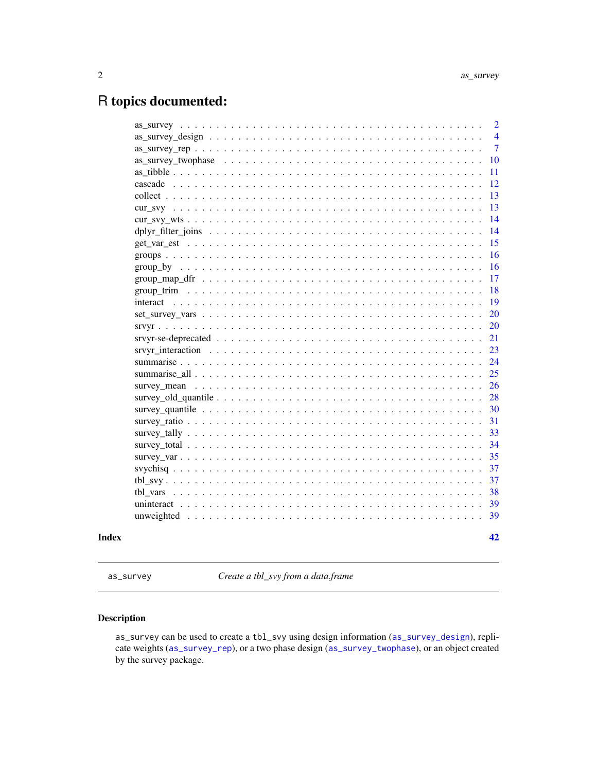# R topics documented:

| | |
|---|---|
| as_survey | 2 |
| as_survey_design | 4 |
| as_survey_rep | 7 |
| as_survey_twophase | 10 |
| as_tibble | 11 |
| cascade | 12 |
| collect | 13 |
| cur_svy | 13 |
| cur_svy_wts | 14 |
| dplyr_filter_joins | 14 |
| get_var_est | 15 |
| groups | 16 |
| group_by | 16 |
| group_map_dfr | 17 |
| group_trim | 18 |
| interact | 19 |
| set_survey_vars | 20 |
| srvyr | 20 |
| srvyr-se-deprecated | 21 |
| srvyr_interaction | 23 |
| summarise | 24 |
| summarise_all | 25 |
| survey_mean | 26 |
| survey_old_quantile | 28 |
| survey_quantile | 30 |
| survey_ratio | 31 |
| survey_tally | 33 |
| survey_total | 34 |
| survey_var | 35 |
| svychisq | 37 |
| tbl_svy | 37 |
| tbl_vars | 38 |
| uninteract | 39 |
| unweighted | 39 |

**Index** **42**

---

`as_survey` *Create a tbl_svy from a data.frame*

---

### Description

`as_survey` can be used to create a `tbl_svy` using design information (`as_survey_design`), replicate weights (`as_survey_rep`), or a two phase design (`as_survey_twophase`), or an object created by the survey package.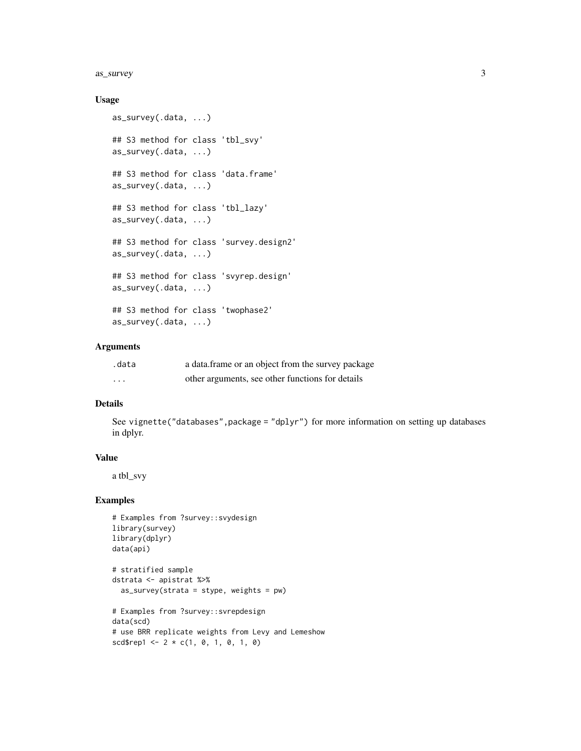### Usage

```
as_survey(.data, ...)

## S3 method for class 'tbl_svy'
as_survey(.data, ...)

## S3 method for class 'data.frame'
as_survey(.data, ...)

## S3 method for class 'tbl_lazy'
as_survey(.data, ...)

## S3 method for class 'survey.design2'
as_survey(.data, ...)

## S3 method for class 'svyrep.design'
as_survey(.data, ...)

## S3 method for class 'twophase2'
as_survey(.data, ...)
```

### Arguments

| | |
|---|---|
| .data | a data.frame or an object from the survey package |
| ... | other arguments, see other functions for details |

### Details

See `vignette("databases",package = "dplyr")` for more information on setting up databases in dplyr.

### Value

a tbl_svy

### Examples

```
# Examples from ?survey::svydesign
library(survey)
library(dplyr)
data(api)

# stratified sample
dstrata <- apistrat %>%
  as_survey(strata = stype, weights = pw)

# Examples from ?survey::svrepdesign
data(scd)
# use BRR replicate weights from Levy and Lemeshow
scd$rep1 <- 2 * c(1, 0, 1, 0, 1, 0)
```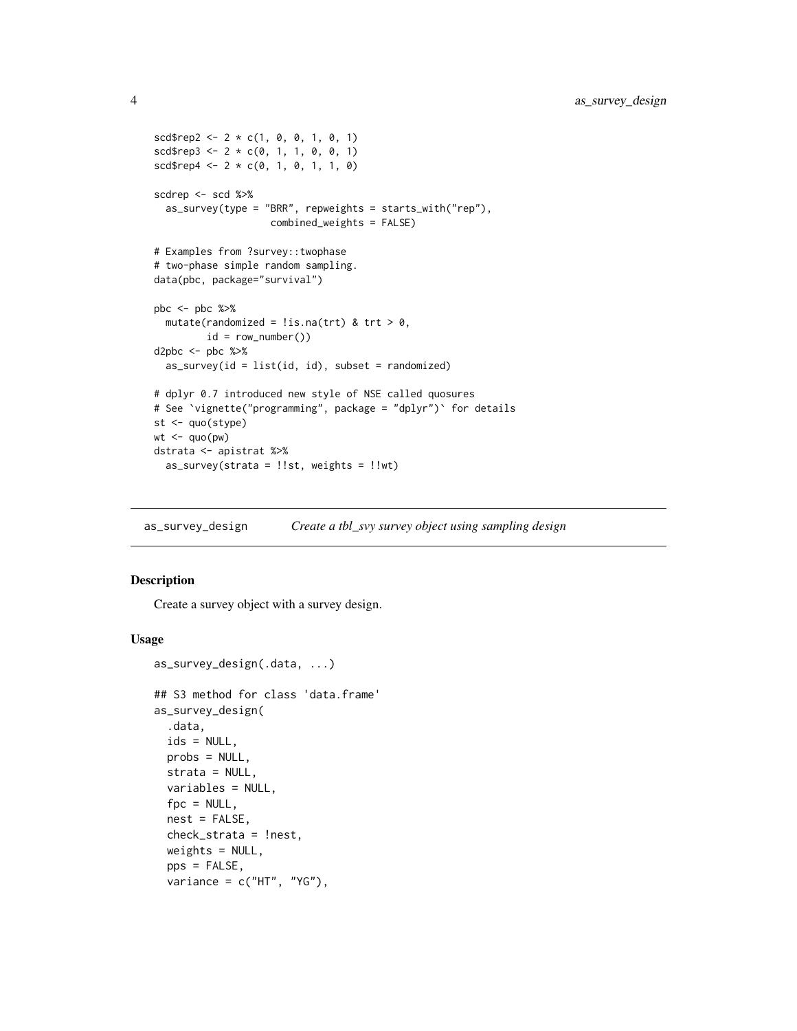```
scd$rep2 <- 2 * c(1, 0, 0, 1, 0, 1)
scd$rep3 <- 2 * c(0, 1, 1, 0, 0, 1)
scd$rep4 <- 2 * c(0, 1, 0, 1, 1, 0)

scdrep <- scd %>%
  as_survey(type = "BRR", repweights = starts_with("rep"),
                    combined_weights = FALSE)

# Examples from ?survey::twophase
# two-phase simple random sampling.
data(pbc, package="survival")

pbc <- pbc %>%
  mutate(randomized = !is.na(trt) & trt > 0,
         id = row_number())
d2pbc <- pbc %>%
  as_survey(id = list(id, id), subset = randomized)

# dplyr 0.7 introduced new style of NSE called quosures
# See `vignette("programming", package = "dplyr")` for details
st <- quo(stype)
wt <- quo(pw)
dstrata <- apistrat %>%
  as_survey(strata = !!st, weights = !!wt)
```

## as_survey_design — *Create a tbl_svy survey object using sampling design*

### Description

Create a survey object with a survey design.

### Usage

```
as_survey_design(.data, ...)

## S3 method for class 'data.frame'
as_survey_design(
  .data,
  ids = NULL,
  probs = NULL,
  strata = NULL,
  variables = NULL,
  fpc = NULL,
  nest = FALSE,
  check_strata = !nest,
  weights = NULL,
  pps = FALSE,
  variance = c("HT", "YG"),
```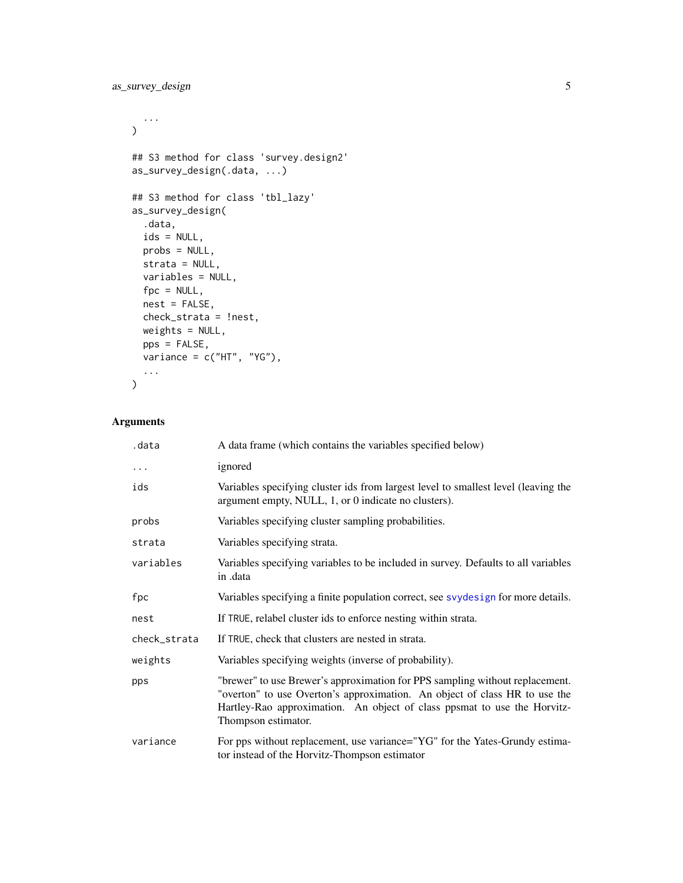```
  ...
)

## S3 method for class 'survey.design2'
as_survey_design(.data, ...)

## S3 method for class 'tbl_lazy'
as_survey_design(
  .data,
  ids = NULL,
  probs = NULL,
  strata = NULL,
  variables = NULL,
  fpc = NULL,
  nest = FALSE,
  check_strata = !nest,
  weights = NULL,
  pps = FALSE,
  variance = c("HT", "YG"),
  ...
)
```

### Arguments

| | |
|---|---|
| `.data` | A data frame (which contains the variables specified below) |
| `...` | ignored |
| `ids` | Variables specifying cluster ids from largest level to smallest level (leaving the argument empty, NULL, 1, or 0 indicate no clusters). |
| `probs` | Variables specifying cluster sampling probabilities. |
| `strata` | Variables specifying strata. |
| `variables` | Variables specifying variables to be included in survey. Defaults to all variables in .data |
| `fpc` | Variables specifying a finite population correct, see `svydesign` for more details. |
| `nest` | If `TRUE`, relabel cluster ids to enforce nesting within strata. |
| `check_strata` | If `TRUE`, check that clusters are nested in strata. |
| `weights` | Variables specifying weights (inverse of probability). |
| `pps` | "brewer" to use Brewer's approximation for PPS sampling without replacement. "overton" to use Overton's approximation. An object of class HR to use the Hartley-Rao approximation. An object of class ppsmat to use the Horvitz-Thompson estimator. |
| `variance` | For pps without replacement, use variance="YG" for the Yates-Grundy estimator instead of the Horvitz-Thompson estimator |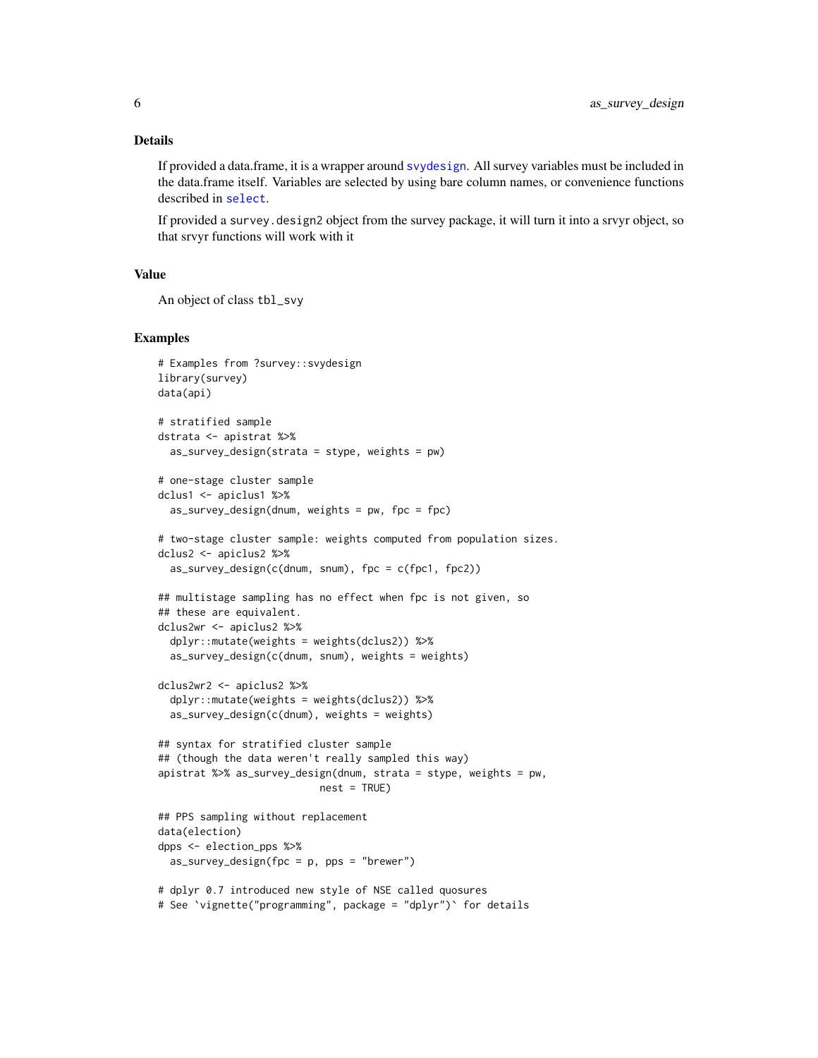## Details

If provided a data.frame, it is a wrapper around `svydesign`. All survey variables must be included in the data.frame itself. Variables are selected by using bare column names, or convenience functions described in `select`.

If provided a `survey.design2` object from the survey package, it will turn it into a srvyr object, so that srvyr functions will work with it

## Value

An object of class `tbl_svy`

## Examples

```
# Examples from ?survey::svydesign
library(survey)
data(api)

# stratified sample
dstrata <- apistrat %>%
  as_survey_design(strata = stype, weights = pw)

# one-stage cluster sample
dclus1 <- apiclus1 %>%
  as_survey_design(dnum, weights = pw, fpc = fpc)

# two-stage cluster sample: weights computed from population sizes.
dclus2 <- apiclus2 %>%
  as_survey_design(c(dnum, snum), fpc = c(fpc1, fpc2))

## multistage sampling has no effect when fpc is not given, so
## these are equivalent.
dclus2wr <- apiclus2 %>%
  dplyr::mutate(weights = weights(dclus2)) %>%
  as_survey_design(c(dnum, snum), weights = weights)

dclus2wr2 <- apiclus2 %>%
  dplyr::mutate(weights = weights(dclus2)) %>%
  as_survey_design(c(dnum), weights = weights)

## syntax for stratified cluster sample
## (though the data weren't really sampled this way)
apistrat %>% as_survey_design(dnum, strata = stype, weights = pw,
                             nest = TRUE)

## PPS sampling without replacement
data(election)
dpps <- election_pps %>%
  as_survey_design(fpc = p, pps = "brewer")

# dplyr 0.7 introduced new style of NSE called quosures
# See `vignette("programming", package = "dplyr")` for details
```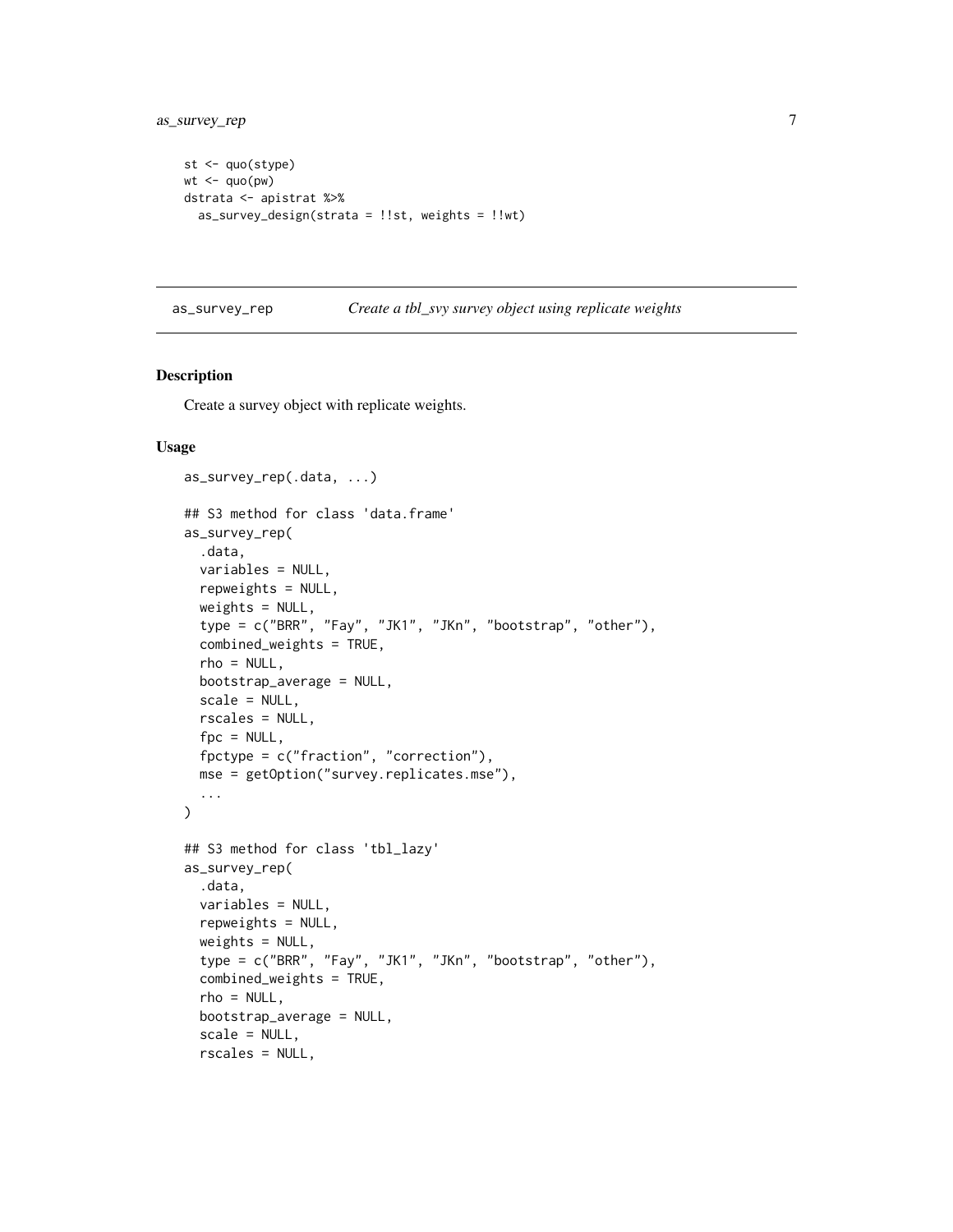```
st <- quo(stype)
wt <- quo(pw)
dstrata <- apistrat %>%
  as_survey_design(strata = !!st, weights = !!wt)
```

---

## as_survey_rep — *Create a tbl_svy survey object using replicate weights*

---

### Description

Create a survey object with replicate weights.

### Usage

```
as_survey_rep(.data, ...)

## S3 method for class 'data.frame'
as_survey_rep(
  .data,
  variables = NULL,
  repweights = NULL,
  weights = NULL,
  type = c("BRR", "Fay", "JK1", "JKn", "bootstrap", "other"),
  combined_weights = TRUE,
  rho = NULL,
  bootstrap_average = NULL,
  scale = NULL,
  rscales = NULL,
  fpc = NULL,
  fpctype = c("fraction", "correction"),
  mse = getOption("survey.replicates.mse"),
  ...
)

## S3 method for class 'tbl_lazy'
as_survey_rep(
  .data,
  variables = NULL,
  repweights = NULL,
  weights = NULL,
  type = c("BRR", "Fay", "JK1", "JKn", "bootstrap", "other"),
  combined_weights = TRUE,
  rho = NULL,
  bootstrap_average = NULL,
  scale = NULL,
  rscales = NULL,
```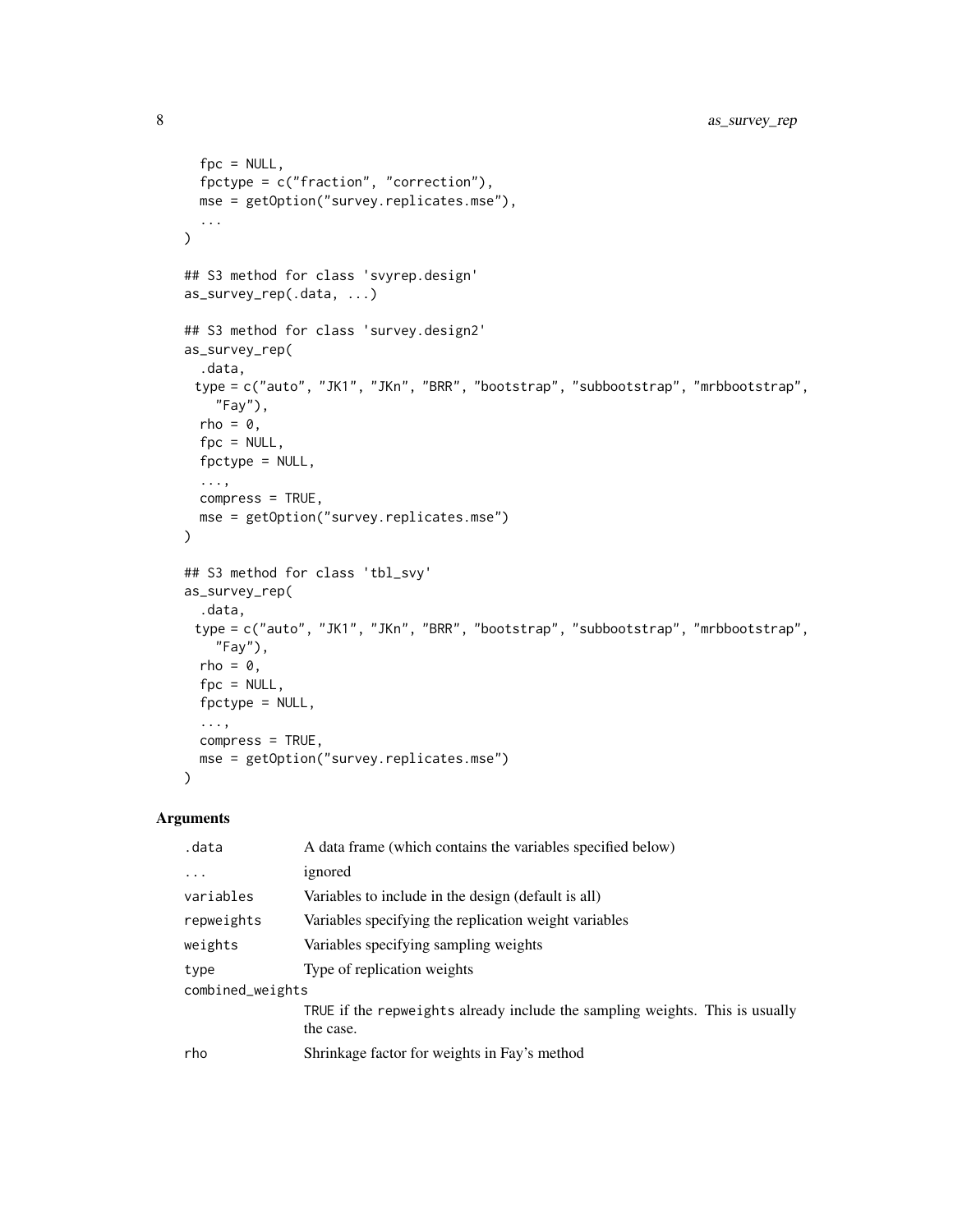```
  fpc = NULL,
  fpctype = c("fraction", "correction"),
  mse = getOption("survey.replicates.mse"),
  ...
)

## S3 method for class 'svyrep.design'
as_survey_rep(.data, ...)

## S3 method for class 'survey.design2'
as_survey_rep(
  .data,
 type = c("auto", "JK1", "JKn", "BRR", "bootstrap", "subbootstrap", "mrbbootstrap",
    "Fay"),
  rho = 0,
  fpc = NULL,
  fpctype = NULL,
  ...,
  compress = TRUE,
  mse = getOption("survey.replicates.mse")
)

## S3 method for class 'tbl_svy'
as_survey_rep(
  .data,
 type = c("auto", "JK1", "JKn", "BRR", "bootstrap", "subbootstrap", "mrbbootstrap",
    "Fay"),
  rho = 0,
  fpc = NULL,
  fpctype = NULL,
  ...,
  compress = TRUE,
  mse = getOption("survey.replicates.mse")
)
```

### Arguments

| | |
|---|---|
| `.data` | A data frame (which contains the variables specified below) |
| `...` | ignored |
| `variables` | Variables to include in the design (default is all) |
| `repweights` | Variables specifying the replication weight variables |
| `weights` | Variables specifying sampling weights |
| `type` | Type of replication weights |
| `combined_weights` | `TRUE` if the `repweights` already include the sampling weights. This is usually the case. |
| `rho` | Shrinkage factor for weights in Fay's method |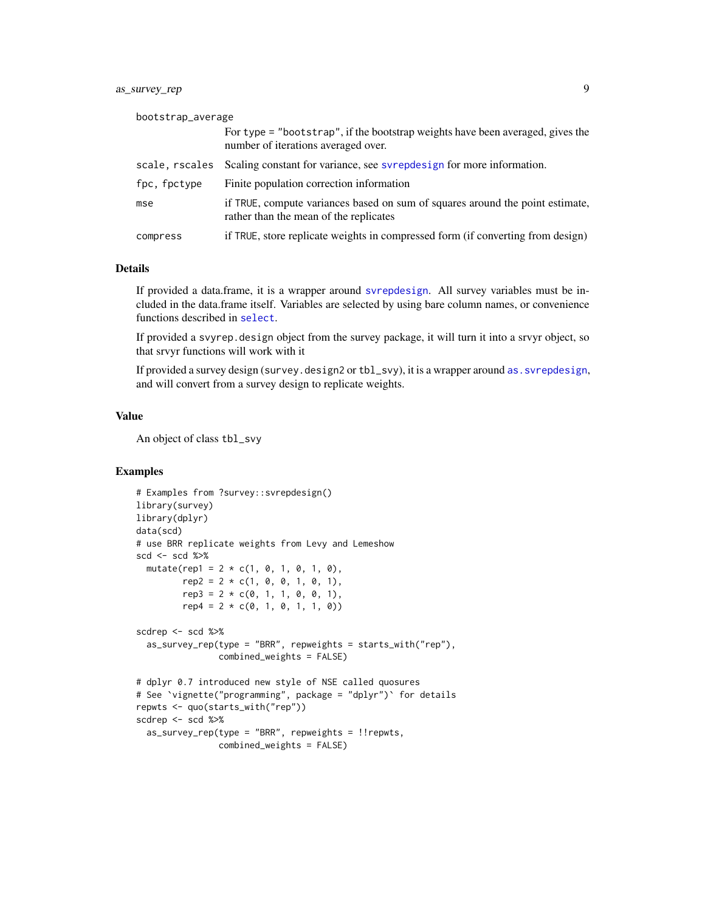| | |
|---|---|
| bootstrap_average | For type = "bootstrap", if the bootstrap weights have been averaged, gives the number of iterations averaged over. |
| scale, rscales | Scaling constant for variance, see svrepdesign for more information. |
| fpc, fpctype | Finite population correction information |
| mse | if TRUE, compute variances based on sum of squares around the point estimate, rather than the mean of the replicates |
| compress | if TRUE, store replicate weights in compressed form (if converting from design) |

## Details

If provided a data.frame, it is a wrapper around svrepdesign. All survey variables must be included in the data.frame itself. Variables are selected by using bare column names, or convenience functions described in select.

If provided a svyrep.design object from the survey package, it will turn it into a srvyr object, so that srvyr functions will work with it

If provided a survey design (survey.design2 or tbl_svy), it is a wrapper around as.svrepdesign, and will convert from a survey design to replicate weights.

## Value

An object of class tbl_svy

## Examples

```
# Examples from ?survey::svrepdesign()
library(survey)
library(dplyr)
data(scd)
# use BRR replicate weights from Levy and Lemeshow
scd <- scd %>%
  mutate(rep1 = 2 * c(1, 0, 1, 0, 1, 0),
         rep2 = 2 * c(1, 0, 0, 1, 0, 1),
         rep3 = 2 * c(0, 1, 1, 0, 0, 1),
         rep4 = 2 * c(0, 1, 0, 1, 1, 0))

scdrep <- scd %>%
  as_survey_rep(type = "BRR", repweights = starts_with("rep"),
                combined_weights = FALSE)

# dplyr 0.7 introduced new style of NSE called quosures
# See `vignette("programming", package = "dplyr")` for details
repwts <- quo(starts_with("rep"))
scdrep <- scd %>%
  as_survey_rep(type = "BRR", repweights = !!repwts,
                combined_weights = FALSE)
```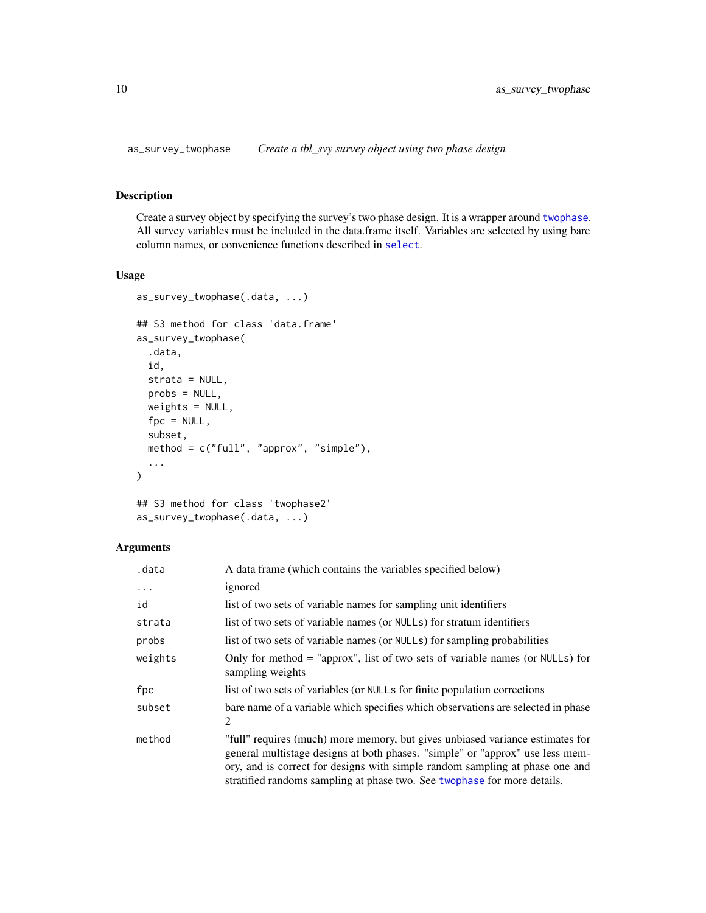`as_survey_twophase` *Create a tbl_svy survey object using two phase design*

## Description

Create a survey object by specifying the survey's two phase design. It is a wrapper around `twophase`. All survey variables must be included in the data.frame itself. Variables are selected by using bare column names, or convenience functions described in `select`.

## Usage

```
as_survey_twophase(.data, ...)

## S3 method for class 'data.frame'
as_survey_twophase(
  .data,
  id,
  strata = NULL,
  probs = NULL,
  weights = NULL,
  fpc = NULL,
  subset,
  method = c("full", "approx", "simple"),
  ...
)

## S3 method for class 'twophase2'
as_survey_twophase(.data, ...)
```

## Arguments

| | |
|---|---|
| `.data` | A data frame (which contains the variables specified below) |
| `...` | ignored |
| `id` | list of two sets of variable names for sampling unit identifiers |
| `strata` | list of two sets of variable names (or `NULL`s) for stratum identifiers |
| `probs` | list of two sets of variable names (or `NULL`s) for sampling probabilities |
| `weights` | Only for method = "approx", list of two sets of variable names (or `NULL`s) for sampling weights |
| `fpc` | list of two sets of variables (or `NULL`s for finite population corrections |
| `subset` | bare name of a variable which specifies which observations are selected in phase 2 |
| `method` | "full" requires (much) more memory, but gives unbiased variance estimates for general multistage designs at both phases. "simple" or "approx" use less memory, and is correct for designs with simple random sampling at phase one and stratified randoms sampling at phase two. See `twophase` for more details. |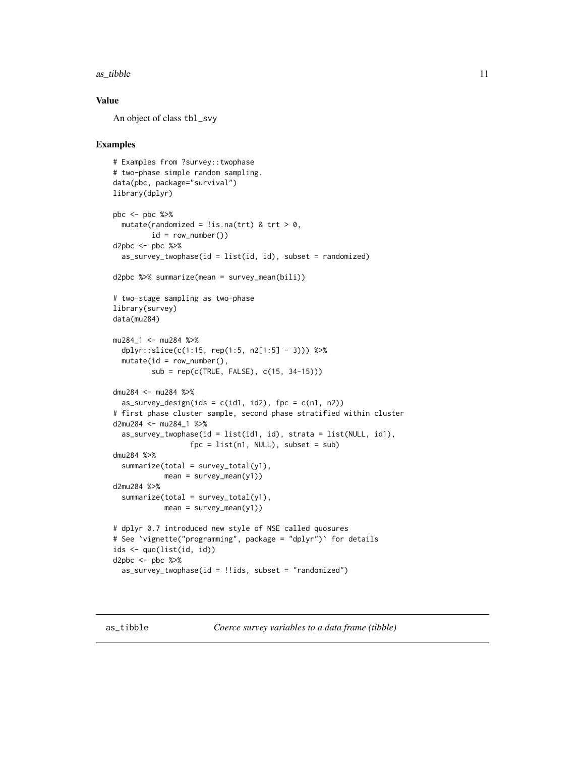## Value

An object of class `tbl_svy`

## Examples

```
# Examples from ?survey::twophase
# two-phase simple random sampling.
data(pbc, package="survival")
library(dplyr)

pbc <- pbc %>%
  mutate(randomized = !is.na(trt) & trt > 0,
         id = row_number())
d2pbc <- pbc %>%
  as_survey_twophase(id = list(id, id), subset = randomized)

d2pbc %>% summarize(mean = survey_mean(bili))

# two-stage sampling as two-phase
library(survey)
data(mu284)

mu284_1 <- mu284 %>%
  dplyr::slice(c(1:15, rep(1:5, n2[1:5] - 3))) %>%
  mutate(id = row_number(),
         sub = rep(c(TRUE, FALSE), c(15, 34-15)))

dmu284 <- mu284 %>%
  as_survey_design(ids = c(id1, id2), fpc = c(n1, n2))
# first phase cluster sample, second phase stratified within cluster
d2mu284 <- mu284_1 %>%
  as_survey_twophase(id = list(id1, id), strata = list(NULL, id1),
                     fpc = list(n1, NULL), subset = sub)
dmu284 %>%
  summarize(total = survey_total(y1),
            mean = survey_mean(y1))
d2mu284 %>%
  summarize(total = survey_total(y1),
            mean = survey_mean(y1))

# dplyr 0.7 introduced new style of NSE called quosures
# See `vignette("programming", package = "dplyr")` for details
ids <- quo(list(id, id))
d2pbc <- pbc %>%
  as_survey_twophase(id = !!ids, subset = "randomized")
```

---

# as_tibble *Coerce survey variables to a data frame (tibble)*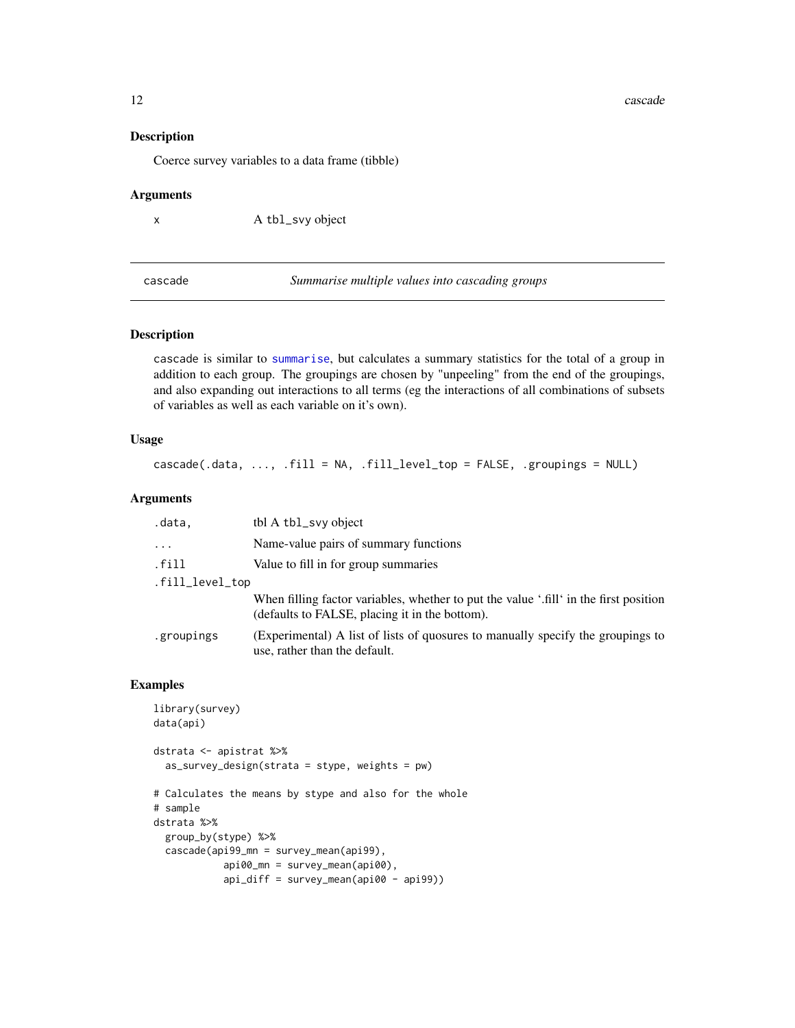### Description

Coerce survey variables to a data frame (tibble)

### Arguments

| | |
|---|---|
| x | A tbl_svy object |

---

## cascade — *Summarise multiple values into cascading groups*

### Description

cascade is similar to summarise, but calculates a summary statistics for the total of a group in addition to each group. The groupings are chosen by "unpeeling" from the end of the groupings, and also expanding out interactions to all terms (eg the interactions of all combinations of subsets of variables as well as each variable on it's own).

### Usage

```
cascade(.data, ..., .fill = NA, .fill_level_top = FALSE, .groupings = NULL)
```

### Arguments

| | |
|---|---|
| .data, | tbl A tbl_svy object |
| ... | Name-value pairs of summary functions |
| .fill | Value to fill in for group summaries |
| .fill_level_top | When filling factor variables, whether to put the value '.fill' in the first position (defaults to FALSE, placing it in the bottom). |
| .groupings | (Experimental) A list of lists of quosures to manually specify the groupings to use, rather than the default. |

### Examples

```
library(survey)
data(api)

dstrata <- apistrat %>%
  as_survey_design(strata = stype, weights = pw)

# Calculates the means by stype and also for the whole
# sample
dstrata %>%
  group_by(stype) %>%
  cascade(api99_mn = survey_mean(api99),
          api00_mn = survey_mean(api00),
          api_diff = survey_mean(api00 - api99))
```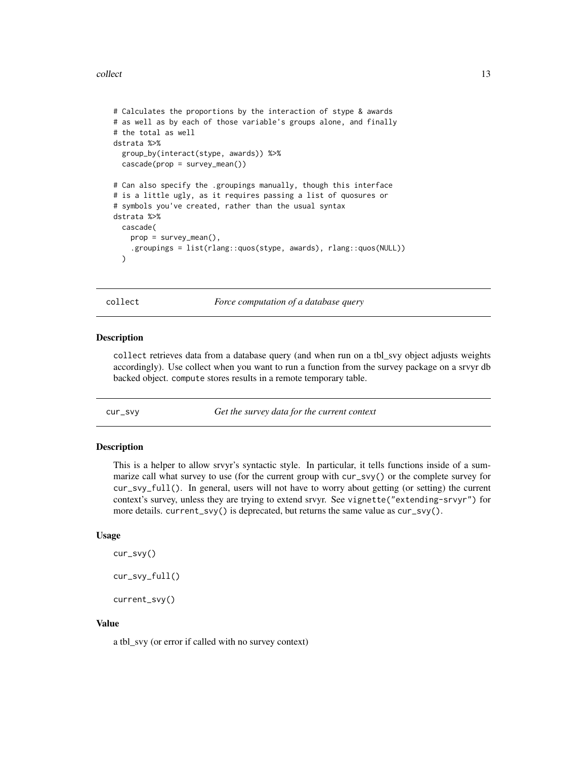```
# Calculates the proportions by the interaction of stype & awards
# as well as by each of those variable's groups alone, and finally
# the total as well
dstrata %>%
  group_by(interact(stype, awards)) %>%
  cascade(prop = survey_mean())

# Can also specify the .groupings manually, though this interface
# is a little ugly, as it requires passing a list of quosures or
# symbols you've created, rather than the usual syntax
dstrata %>%
  cascade(
    prop = survey_mean(),
    .groupings = list(rlang::quos(stype, awards), rlang::quos(NULL))
  )
```

## collect — *Force computation of a database query*

### Description

collect retrieves data from a database query (and when run on a tbl_svy object adjusts weights accordingly). Use collect when you want to run a function from the survey package on a srvyr db backed object. compute stores results in a remote temporary table.

## cur_svy — *Get the survey data for the current context*

### Description

This is a helper to allow srvyr's syntactic style. In particular, it tells functions inside of a summarize call what survey to use (for the current group with `cur_svy()` or the complete survey for `cur_svy_full()`. In general, users will not have to worry about getting (or setting) the current context's survey, unless they are trying to extend srvyr. See `vignette("extending-srvyr")` for more details. `current_svy()` is deprecated, but returns the same value as `cur_svy()`.

### Usage

```
cur_svy()

cur_svy_full()

current_svy()
```

### Value

a tbl_svy (or error if called with no survey context)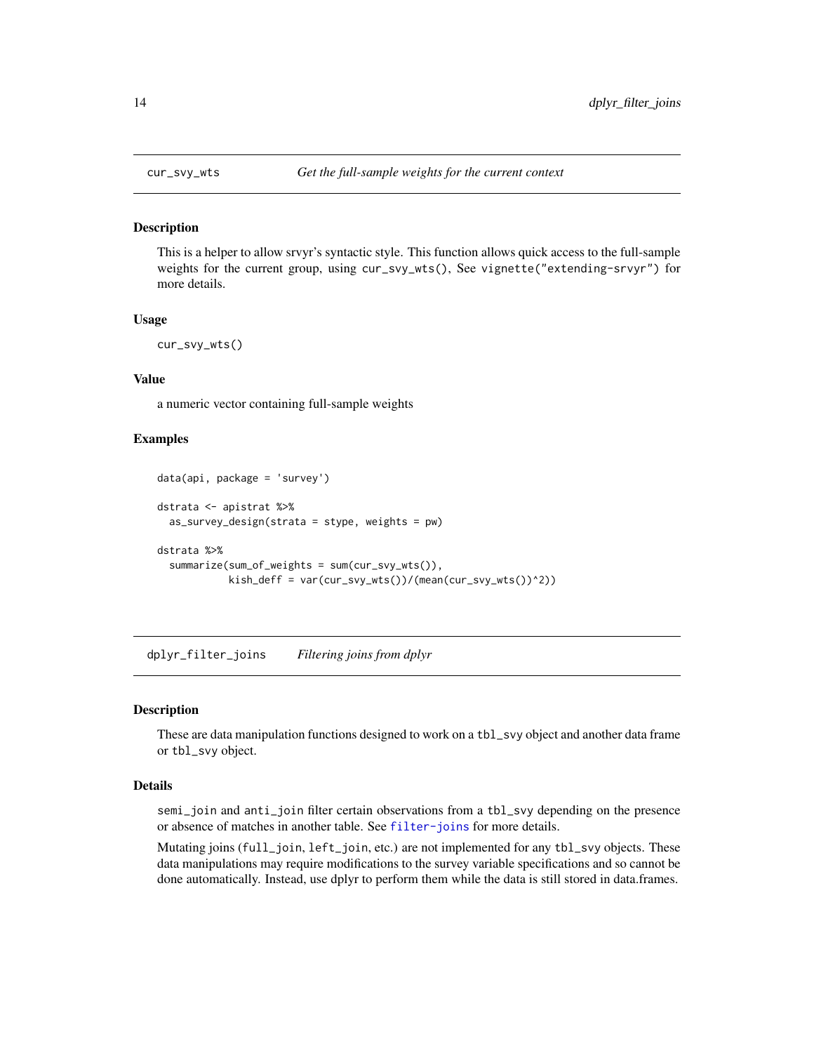## cur_svy_wts    *Get the full-sample weights for the current context*

### Description

This is a helper to allow srvyr's syntactic style. This function allows quick access to the full-sample weights for the current group, using `cur_svy_wts()`, See `vignette("extending-srvyr")` for more details.

### Usage

```
cur_svy_wts()
```

### Value

a numeric vector containing full-sample weights

### Examples

```
data(api, package = 'survey')

dstrata <- apistrat %>%
  as_survey_design(strata = stype, weights = pw)

dstrata %>%
  summarize(sum_of_weights = sum(cur_svy_wts()),
            kish_deff = var(cur_svy_wts())/(mean(cur_svy_wts())^2))
```

## dplyr_filter_joins    *Filtering joins from dplyr*

### Description

These are data manipulation functions designed to work on a `tbl_svy` object and another data frame or `tbl_svy` object.

### Details

`semi_join` and `anti_join` filter certain observations from a `tbl_svy` depending on the presence or absence of matches in another table. See `filter-joins` for more details.

Mutating joins (`full_join`, `left_join`, etc.) are not implemented for any `tbl_svy` objects. These data manipulations may require modifications to the survey variable specifications and so cannot be done automatically. Instead, use dplyr to perform them while the data is still stored in data.frames.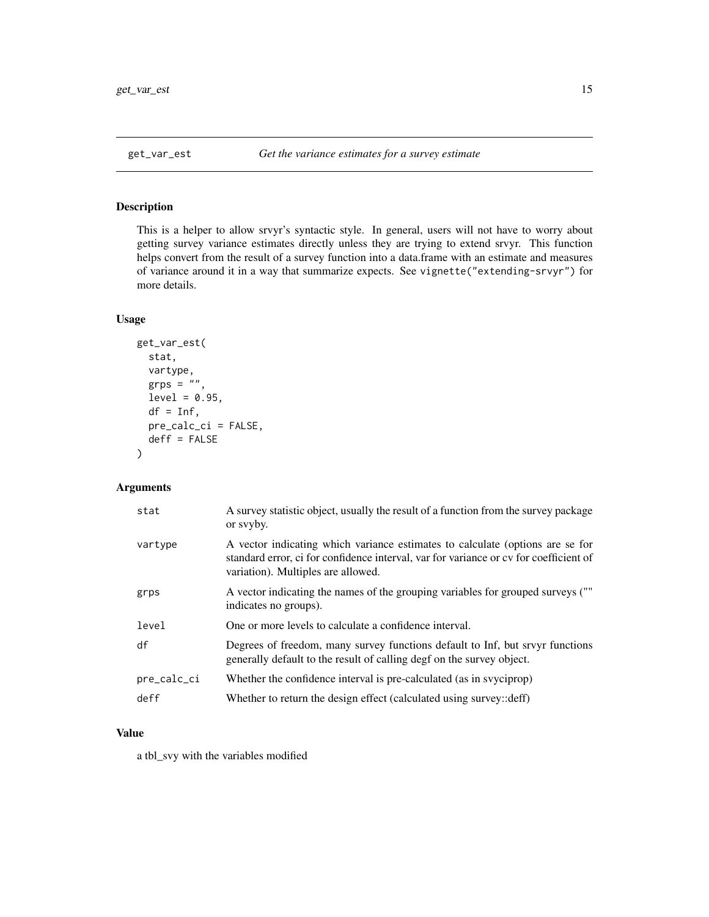# get_var_est — *Get the variance estimates for a survey estimate*

## Description

This is a helper to allow srvyr's syntactic style. In general, users will not have to worry about getting survey variance estimates directly unless they are trying to extend srvyr. This function helps convert from the result of a survey function into a data.frame with an estimate and measures of variance around it in a way that summarize expects. See `vignette("extending-srvyr")` for more details.

## Usage

```
get_var_est(
  stat,
  vartype,
  grps = "",
  level = 0.95,
  df = Inf,
  pre_calc_ci = FALSE,
  deff = FALSE
)
```

## Arguments

| | |
|---|---|
| `stat` | A survey statistic object, usually the result of a function from the survey package or svyby. |
| `vartype` | A vector indicating which variance estimates to calculate (options are se for standard error, ci for confidence interval, var for variance or cv for coefficient of variation). Multiples are allowed. |
| `grps` | A vector indicating the names of the grouping variables for grouped surveys ("" indicates no groups). |
| `level` | One or more levels to calculate a confidence interval. |
| `df` | Degrees of freedom, many survey functions default to Inf, but srvyr functions generally default to the result of calling degf on the survey object. |
| `pre_calc_ci` | Whether the confidence interval is pre-calculated (as in svyciprop) |
| `deff` | Whether to return the design effect (calculated using survey::deff) |

## Value

a tbl_svy with the variables modified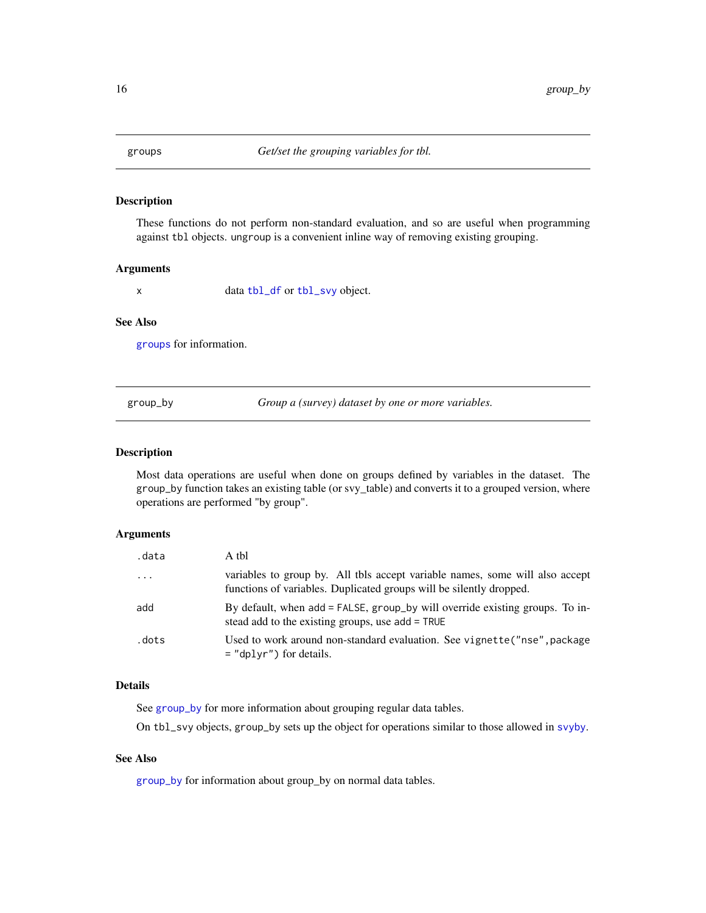## groups — *Get/set the grouping variables for tbl.*

### Description

These functions do not perform non-standard evaluation, and so are useful when programming against `tbl` objects. `ungroup` is a convenient inline way of removing existing grouping.

### Arguments

| | |
|---|---|
| `x` | data `tbl_df` or `tbl_svy` object. |

### See Also

`groups` for information.

## group_by — *Group a (survey) dataset by one or more variables.*

### Description

Most data operations are useful when done on groups defined by variables in the dataset. The `group_by` function takes an existing table (or svy_table) and converts it to a grouped version, where operations are performed "by group".

### Arguments

| | |
|---|---|
| `.data` | A tbl |
| `...` | variables to group by. All tbls accept variable names, some will also accept functions of variables. Duplicated groups will be silently dropped. |
| `add` | By default, when `add = FALSE`, `group_by` will override existing groups. To instead add to the existing groups, use `add = TRUE` |
| `.dots` | Used to work around non-standard evaluation. See `vignette("nse",package = "dplyr")` for details. |

### Details

See `group_by` for more information about grouping regular data tables.

On `tbl_svy` objects, `group_by` sets up the object for operations similar to those allowed in `svyby`.

### See Also

`group_by` for information about group_by on normal data tables.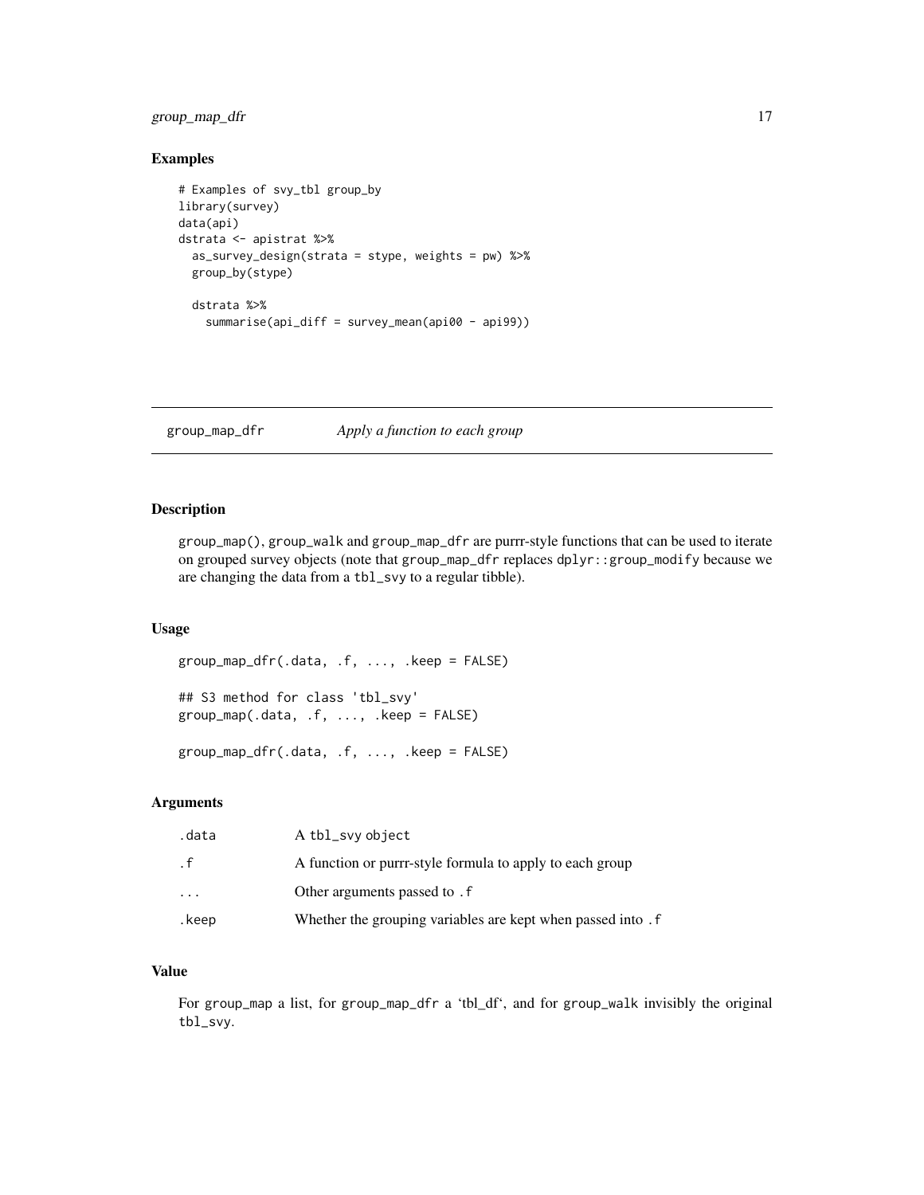## Examples

```
# Examples of svy_tbl group_by
library(survey)
data(api)
dstrata <- apistrat %>%
  as_survey_design(strata = stype, weights = pw) %>%
  group_by(stype)

  dstrata %>%
    summarise(api_diff = survey_mean(api00 - api99))
```

# group_map_dfr    *Apply a function to each group*

## Description

group_map(), group_walk and group_map_dfr are purrr-style functions that can be used to iterate on grouped survey objects (note that group_map_dfr replaces dplyr::group_modify because we are changing the data from a tbl_svy to a regular tibble).

## Usage

```
group_map_dfr(.data, .f, ..., .keep = FALSE)

## S3 method for class 'tbl_svy'
group_map(.data, .f, ..., .keep = FALSE)

group_map_dfr(.data, .f, ..., .keep = FALSE)
```

## Arguments

| | |
|---|---|
| .data | A tbl_svy object |
| .f | A function or purrr-style formula to apply to each group |
| ... | Other arguments passed to .f |
| .keep | Whether the grouping variables are kept when passed into .f |

## Value

For group_map a list, for group_map_dfr a 'tbl_df', and for group_walk invisibly the original tbl_svy.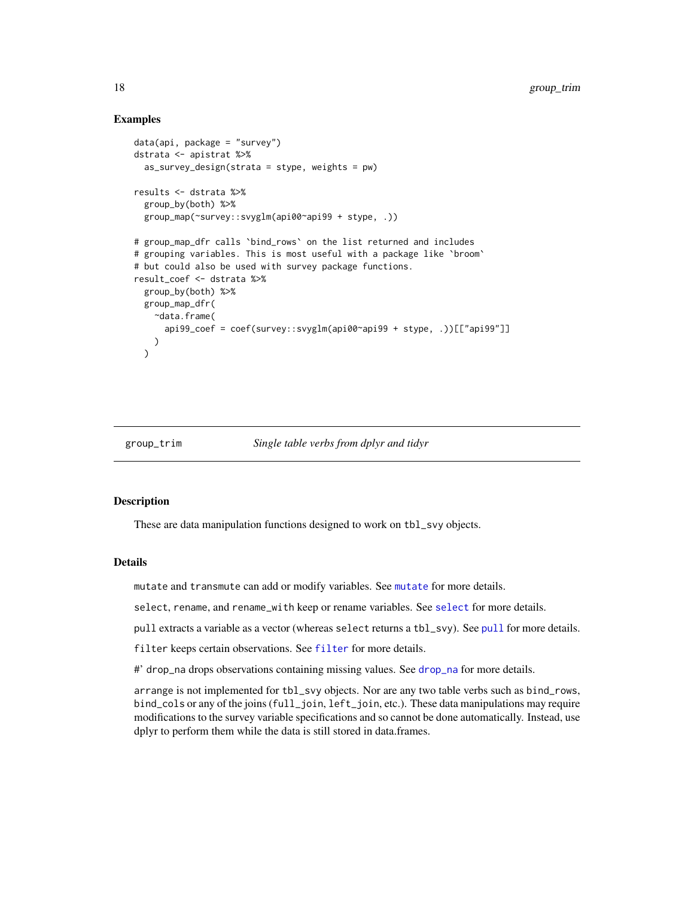### Examples

```
data(api, package = "survey")
dstrata <- apistrat %>%
  as_survey_design(strata = stype, weights = pw)

results <- dstrata %>%
  group_by(both) %>%
  group_map(~survey::svyglm(api00~api99 + stype, .))

# group_map_dfr calls `bind_rows` on the list returned and includes
# grouping variables. This is most useful with a package like `broom`
# but could also be used with survey package functions.
result_coef <- dstrata %>%
  group_by(both) %>%
  group_map_dfr(
    ~data.frame(
      api99_coef = coef(survey::svyglm(api00~api99 + stype, .))[["api99"]]
    )
  )
```

---

## group_trim — *Single table verbs from dplyr and tidyr*

### Description

These are data manipulation functions designed to work on tbl_svy objects.

### Details

mutate and transmute can add or modify variables. See mutate for more details.

select, rename, and rename_with keep or rename variables. See select for more details.

pull extracts a variable as a vector (whereas select returns a tbl_svy). See pull for more details.

filter keeps certain observations. See filter for more details.

#' drop_na drops observations containing missing values. See drop_na for more details.

arrange is not implemented for tbl_svy objects. Nor are any two table verbs such as bind_rows, bind_cols or any of the joins (full_join, left_join, etc.). These data manipulations may require modifications to the survey variable specifications and so cannot be done automatically. Instead, use dplyr to perform them while the data is still stored in data.frames.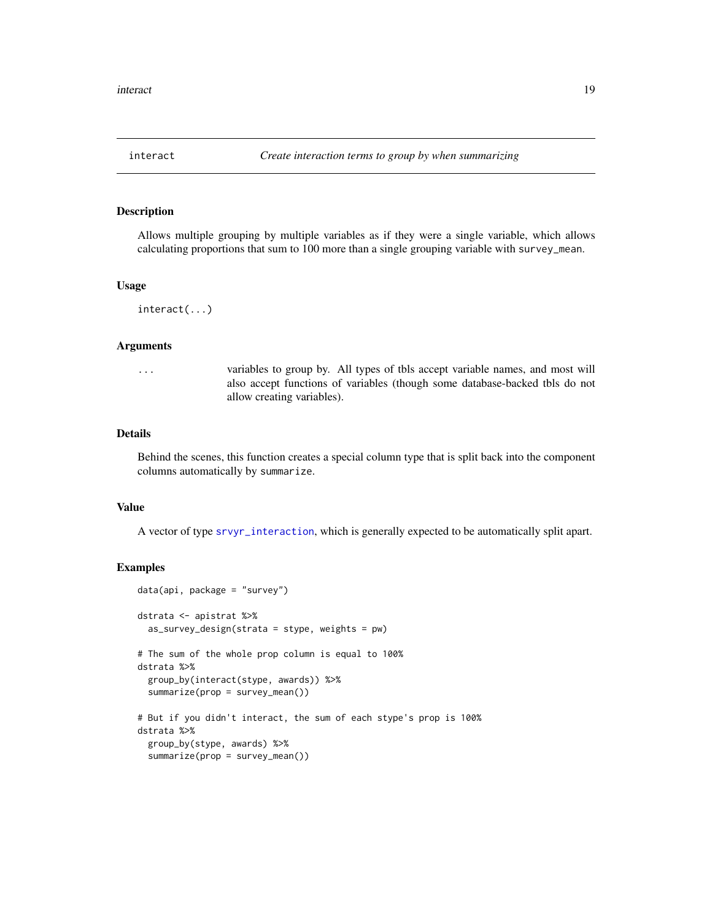## interact — *Create interaction terms to group by when summarizing*

### Description

Allows multiple grouping by multiple variables as if they were a single variable, which allows calculating proportions that sum to 100 more than a single grouping variable with `survey_mean`.

### Usage

```
interact(...)
```

### Arguments

| | |
|---|---|
| `...` | variables to group by. All types of tbls accept variable names, and most will also accept functions of variables (though some database-backed tbls do not allow creating variables). |

### Details

Behind the scenes, this function creates a special column type that is split back into the component columns automatically by `summarize`.

### Value

A vector of type `srvyr_interaction`, which is generally expected to be automatically split apart.

### Examples

```
data(api, package = "survey")

dstrata <- apistrat %>%
  as_survey_design(strata = stype, weights = pw)

# The sum of the whole prop column is equal to 100%
dstrata %>%
  group_by(interact(stype, awards)) %>%
  summarize(prop = survey_mean())

# But if you didn't interact, the sum of each stype's prop is 100%
dstrata %>%
  group_by(stype, awards) %>%
  summarize(prop = survey_mean())
```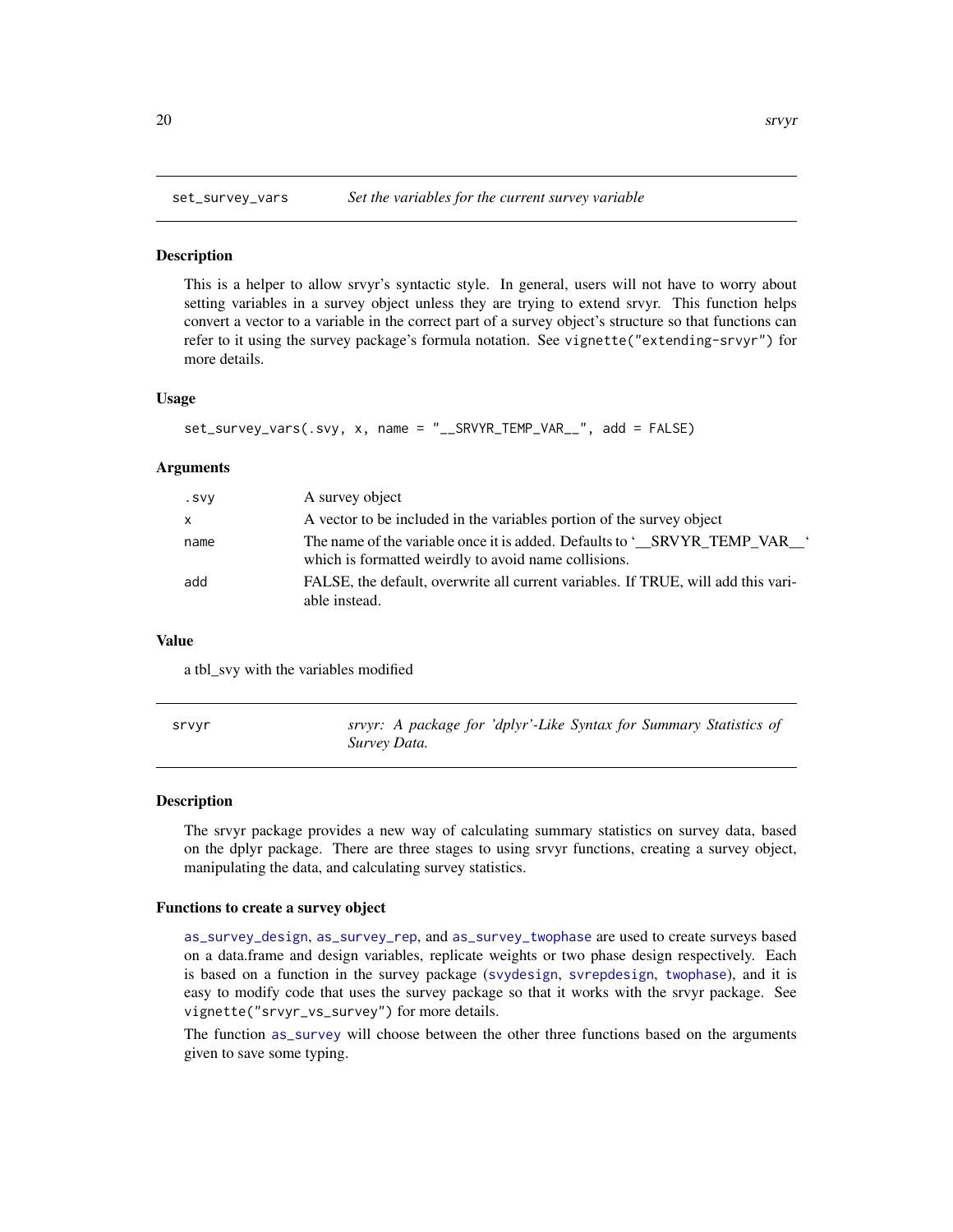## set_survey_vars — *Set the variables for the current survey variable*

### Description

This is a helper to allow srvyr's syntactic style. In general, users will not have to worry about setting variables in a survey object unless they are trying to extend srvyr. This function helps convert a vector to a variable in the correct part of a survey object's structure so that functions can refer to it using the survey package's formula notation. See `vignette("extending-srvyr")` for more details.

### Usage

```
set_survey_vars(.svy, x, name = "__SRVYR_TEMP_VAR__", add = FALSE)
```

### Arguments

| | |
|---|---|
| `.svy` | A survey object |
| `x` | A vector to be included in the variables portion of the survey object |
| `name` | The name of the variable once it is added. Defaults to '__SRVYR_TEMP_VAR__' which is formatted weirdly to avoid name collisions. |
| `add` | FALSE, the default, overwrite all current variables. If TRUE, will add this variable instead. |

### Value

a tbl_svy with the variables modified

## srvyr — *srvyr: A package for 'dplyr'-Like Syntax for Summary Statistics of Survey Data.*

### Description

The srvyr package provides a new way of calculating summary statistics on survey data, based on the dplyr package. There are three stages to using srvyr functions, creating a survey object, manipulating the data, and calculating survey statistics.

### Functions to create a survey object

`as_survey_design`, `as_survey_rep`, and `as_survey_twophase` are used to create surveys based on a data.frame and design variables, replicate weights or two phase design respectively. Each is based on a function in the survey package (`svydesign`, `svrepdesign`, `twophase`), and it is easy to modify code that uses the survey package so that it works with the srvyr package. See `vignette("srvyr_vs_survey")` for more details.

The function `as_survey` will choose between the other three functions based on the arguments given to save some typing.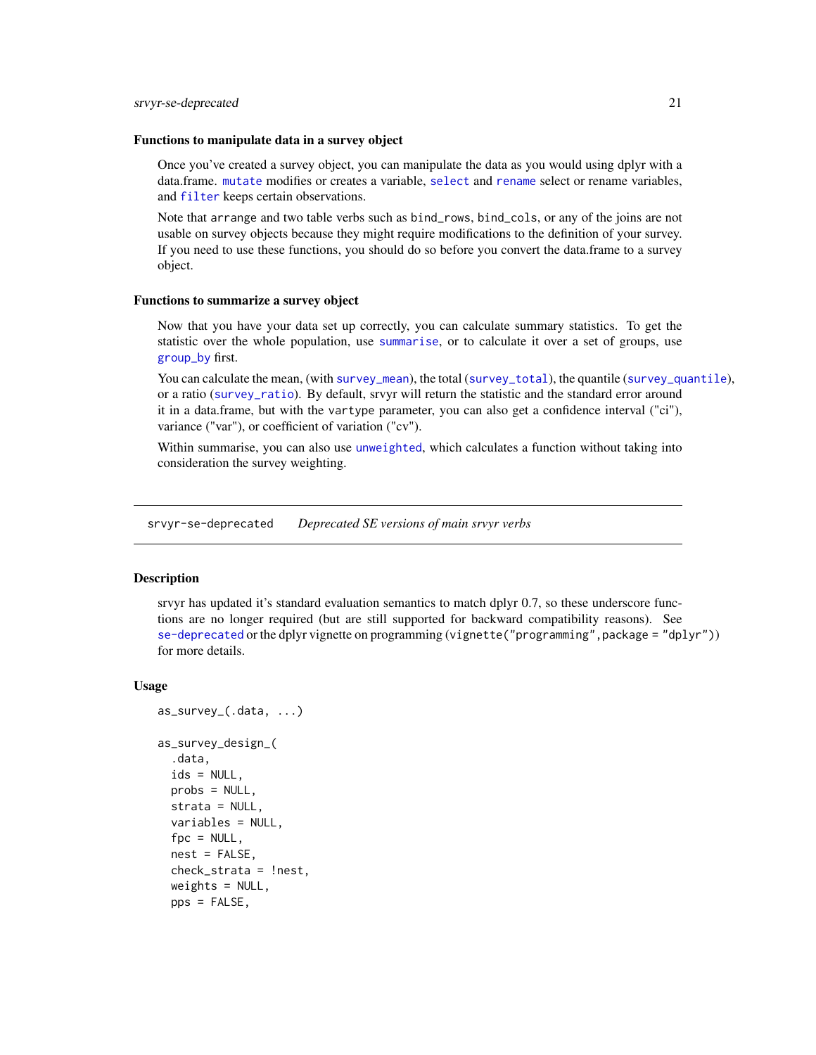### Functions to manipulate data in a survey object

Once you've created a survey object, you can manipulate the data as you would using dplyr with a data.frame. `mutate` modifies or creates a variable, `select` and `rename` select or rename variables, and `filter` keeps certain observations.

Note that `arrange` and two table verbs such as `bind_rows`, `bind_cols`, or any of the joins are not usable on survey objects because they might require modifications to the definition of your survey. If you need to use these functions, you should do so before you convert the data.frame to a survey object.

### Functions to summarize a survey object

Now that you have your data set up correctly, you can calculate summary statistics. To get the statistic over the whole population, use `summarise`, or to calculate it over a set of groups, use `group_by` first.

You can calculate the mean, (with `survey_mean`), the total (`survey_total`), the quantile (`survey_quantile`), or a ratio (`survey_ratio`). By default, srvyr will return the statistic and the standard error around it in a data.frame, but with the `vartype` parameter, you can also get a confidence interval ("ci"), variance ("var"), or coefficient of variation ("cv").

Within summarise, you can also use `unweighted`, which calculates a function without taking into consideration the survey weighting.

---

## srvyr-se-deprecated    *Deprecated SE versions of main srvyr verbs*

### Description

srvyr has updated it's standard evaluation semantics to match dplyr 0.7, so these underscore functions are no longer required (but are still supported for backward compatibility reasons). See `se-deprecated` or the dplyr vignette on programming (`vignette("programming",package = "dplyr")`) for more details.

### Usage

```
as_survey_(.data, ...)

as_survey_design_(
  .data,
  ids = NULL,
  probs = NULL,
  strata = NULL,
  variables = NULL,
  fpc = NULL,
  nest = FALSE,
  check_strata = !nest,
  weights = NULL,
  pps = FALSE,
```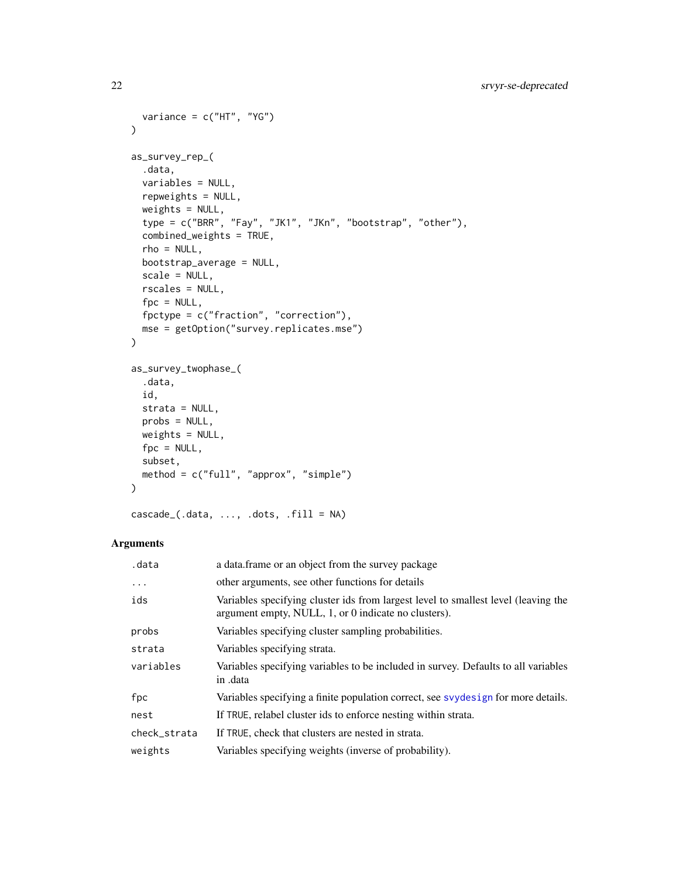```
  variance = c("HT", "YG")
)

as_survey_rep_(
  .data,
  variables = NULL,
  repweights = NULL,
  weights = NULL,
  type = c("BRR", "Fay", "JK1", "JKn", "bootstrap", "other"),
  combined_weights = TRUE,
  rho = NULL,
  bootstrap_average = NULL,
  scale = NULL,
  rscales = NULL,
  fpc = NULL,
  fpctype = c("fraction", "correction"),
  mse = getOption("survey.replicates.mse")
)

as_survey_twophase_(
  .data,
  id,
  strata = NULL,
  probs = NULL,
  weights = NULL,
  fpc = NULL,
  subset,
  method = c("full", "approx", "simple")
)

cascade_(.data, ..., .dots, .fill = NA)
```

## Arguments

| | |
|---|---|
| `.data` | a data.frame or an object from the survey package |
| `...` | other arguments, see other functions for details |
| `ids` | Variables specifying cluster ids from largest level to smallest level (leaving the argument empty, NULL, 1, or 0 indicate no clusters). |
| `probs` | Variables specifying cluster sampling probabilities. |
| `strata` | Variables specifying strata. |
| `variables` | Variables specifying variables to be included in survey. Defaults to all variables in .data |
| `fpc` | Variables specifying a finite population correct, see svydesign for more details. |
| `nest` | If TRUE, relabel cluster ids to enforce nesting within strata. |
| `check_strata` | If TRUE, check that clusters are nested in strata. |
| `weights` | Variables specifying weights (inverse of probability). |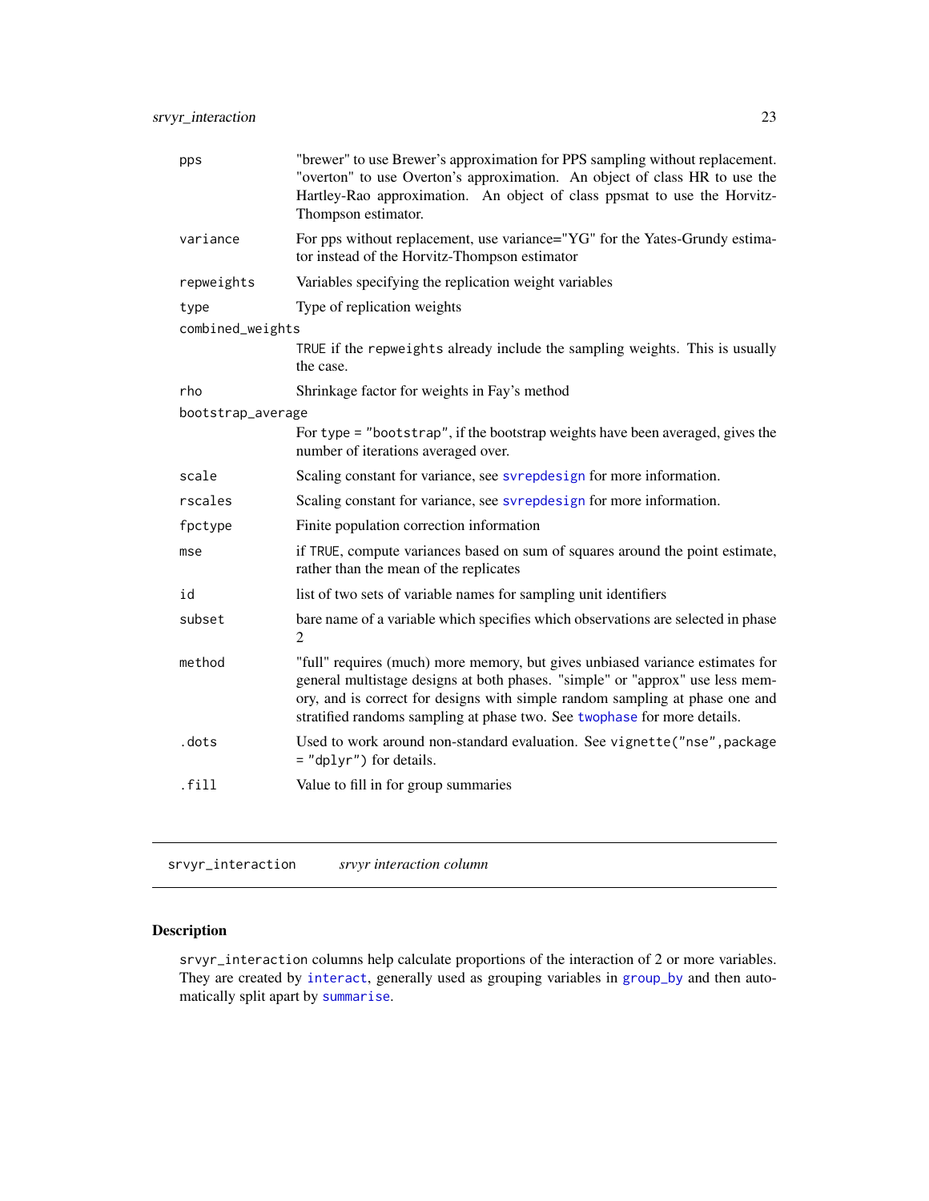| | |
|---|---|
| `pps` | "brewer" to use Brewer's approximation for PPS sampling without replacement. "overton" to use Overton's approximation. An object of class HR to use the Hartley-Rao approximation. An object of class ppsmat to use the Horvitz-Thompson estimator. |
| `variance` | For pps without replacement, use variance="YG" for the Yates-Grundy estimator instead of the Horvitz-Thompson estimator |
| `repweights` | Variables specifying the replication weight variables |
| `type` | Type of replication weights |
| `combined_weights` | `TRUE` if the `repweights` already include the sampling weights. This is usually the case. |
| `rho` | Shrinkage factor for weights in Fay's method |
| `bootstrap_average` | For `type = "bootstrap"`, if the bootstrap weights have been averaged, gives the number of iterations averaged over. |
| `scale` | Scaling constant for variance, see `svrepdesign` for more information. |
| `rscales` | Scaling constant for variance, see `svrepdesign` for more information. |
| `fpctype` | Finite population correction information |
| `mse` | if `TRUE`, compute variances based on sum of squares around the point estimate, rather than the mean of the replicates |
| `id` | list of two sets of variable names for sampling unit identifiers |
| `subset` | bare name of a variable which specifies which observations are selected in phase 2 |
| `method` | "full" requires (much) more memory, but gives unbiased variance estimates for general multistage designs at both phases. "simple" or "approx" use less memory, and is correct for designs with simple random sampling at phase one and stratified randoms sampling at phase two. See `twophase` for more details. |
| `.dots` | Used to work around non-standard evaluation. See `vignette("nse",package = "dplyr")` for details. |
| `.fill` | Value to fill in for group summaries |

## srvyr_interaction *srvyr interaction column*

### Description

`srvyr_interaction` columns help calculate proportions of the interaction of 2 or more variables. They are created by `interact`, generally used as grouping variables in `group_by` and then automatically split apart by `summarise`.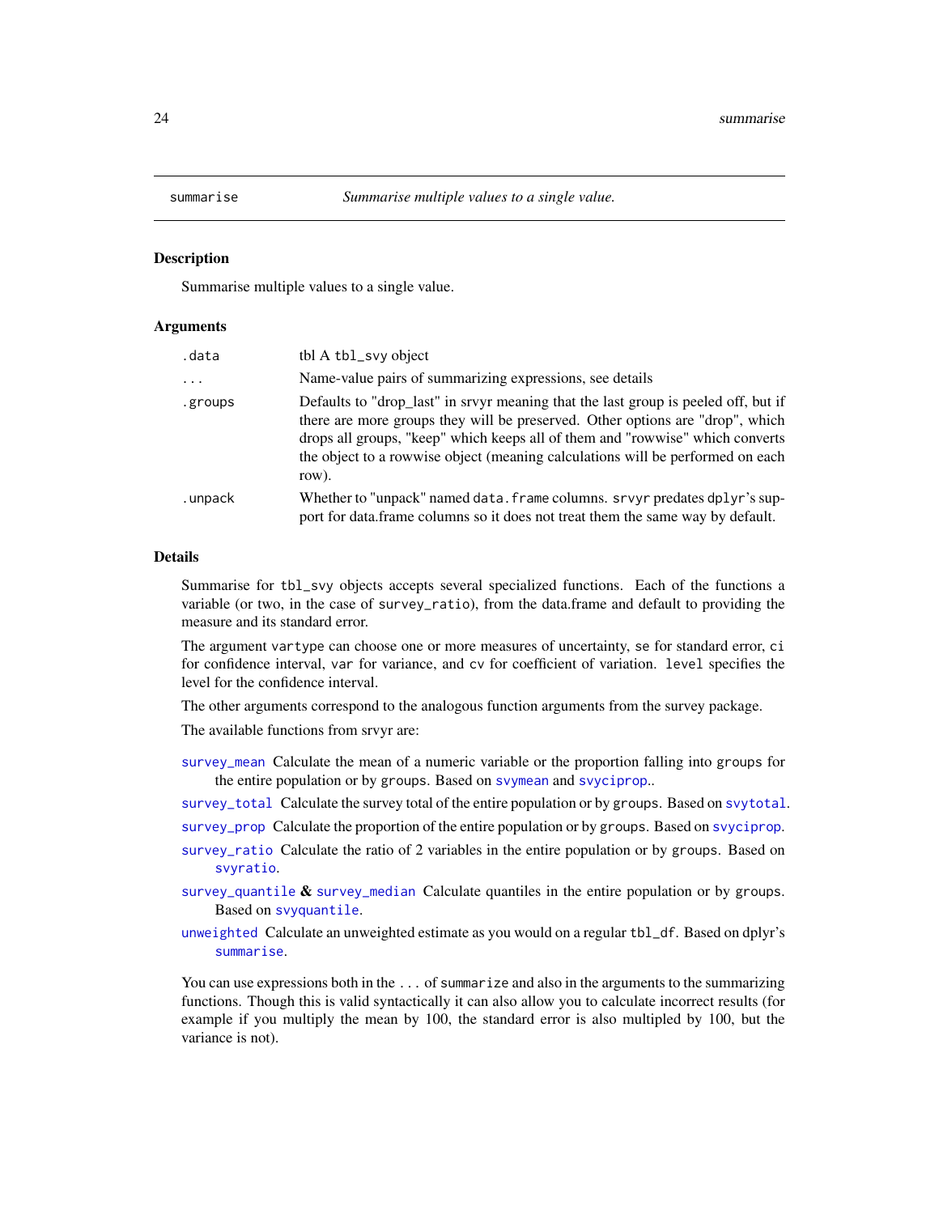# summarise — *Summarise multiple values to a single value.*

## Description

Summarise multiple values to a single value.

## Arguments

| | |
|---|---|
| `.data` | tbl A `tbl_svy` object |
| `...` | Name-value pairs of summarizing expressions, see details |
| `.groups` | Defaults to "drop_last" in srvyr meaning that the last group is peeled off, but if there are more groups they will be preserved. Other options are "drop", which drops all groups, "keep" which keeps all of them and "rowwise" which converts the object to a rowwise object (meaning calculations will be performed on each row). |
| `.unpack` | Whether to "unpack" named `data.frame` columns. `srvyr` predates `dplyr`'s support for data.frame columns so it does not treat them the same way by default. |

## Details

Summarise for `tbl_svy` objects accepts several specialized functions. Each of the functions a variable (or two, in the case of `survey_ratio`), from the data.frame and default to providing the measure and its standard error.

The argument `vartype` can choose one or more measures of uncertainty, `se` for standard error, `ci` for confidence interval, `var` for variance, and `cv` for coefficient of variation. `level` specifies the level for the confidence interval.

The other arguments correspond to the analogous function arguments from the survey package.

The available functions from srvyr are:

- `survey_mean` Calculate the mean of a numeric variable or the proportion falling into `groups` for the entire population or by `groups`. Based on `svymean` and `svyciprop`..
- `survey_total` Calculate the survey total of the entire population or by `groups`. Based on `svytotal`.
- `survey_prop` Calculate the proportion of the entire population or by `groups`. Based on `svyciprop`.
- `survey_ratio` Calculate the ratio of 2 variables in the entire population or by `groups`. Based on `svyratio`.
- `survey_quantile` **&** `survey_median` Calculate quantiles in the entire population or by `groups`. Based on `svyquantile`.
- `unweighted` Calculate an unweighted estimate as you would on a regular `tbl_df`. Based on dplyr's `summarise`.

You can use expressions both in the `...` of `summarize` and also in the arguments to the summarizing functions. Though this is valid syntactically it can also allow you to calculate incorrect results (for example if you multiply the mean by 100, the standard error is also multipled by 100, but the variance is not).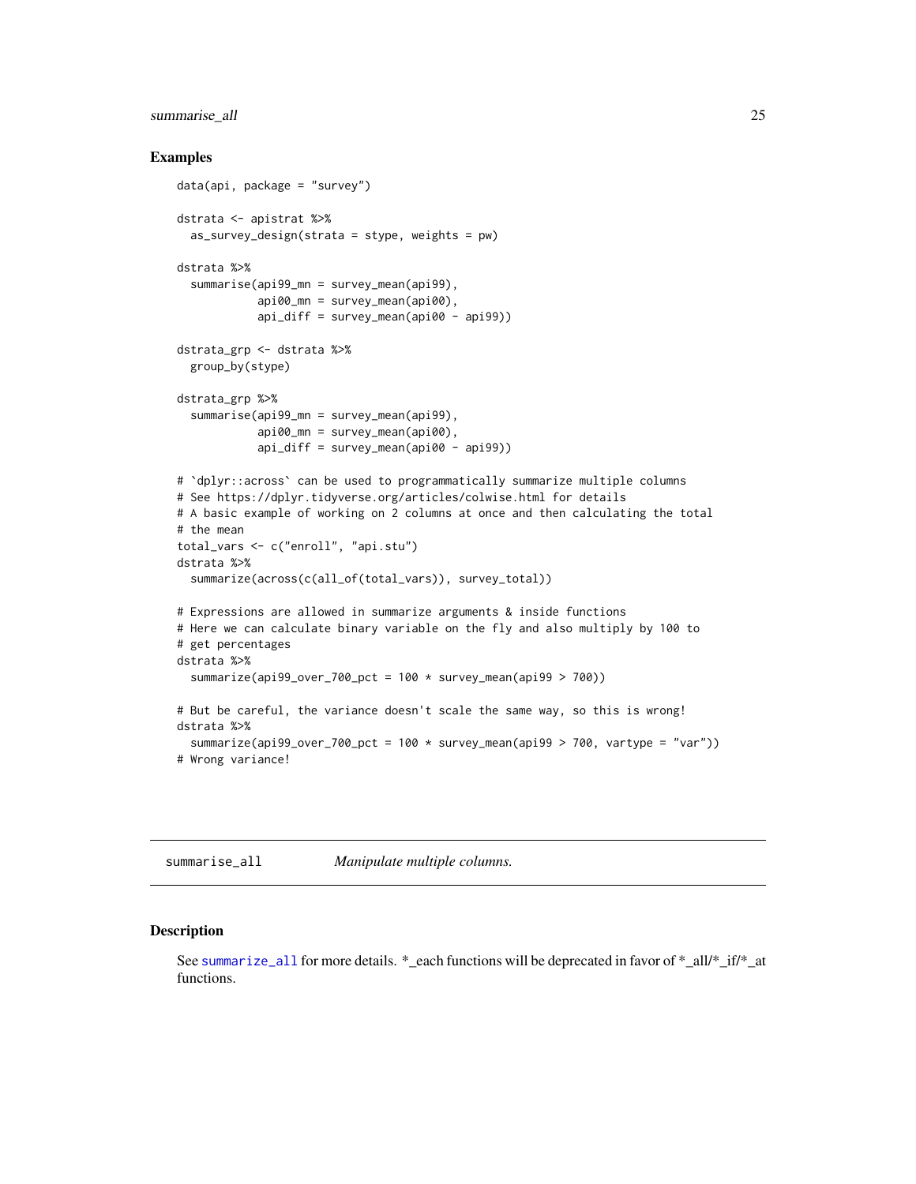### Examples

```
data(api, package = "survey")

dstrata <- apistrat %>%
  as_survey_design(strata = stype, weights = pw)

dstrata %>%
  summarise(api99_mn = survey_mean(api99),
            api00_mn = survey_mean(api00),
            api_diff = survey_mean(api00 - api99))

dstrata_grp <- dstrata %>%
  group_by(stype)

dstrata_grp %>%
  summarise(api99_mn = survey_mean(api99),
            api00_mn = survey_mean(api00),
            api_diff = survey_mean(api00 - api99))

# `dplyr::across` can be used to programmatically summarize multiple columns
# See https://dplyr.tidyverse.org/articles/colwise.html for details
# A basic example of working on 2 columns at once and then calculating the total
# the mean
total_vars <- c("enroll", "api.stu")
dstrata %>%
  summarize(across(c(all_of(total_vars)), survey_total))

# Expressions are allowed in summarize arguments & inside functions
# Here we can calculate binary variable on the fly and also multiply by 100 to
# get percentages
dstrata %>%
  summarize(api99_over_700_pct = 100 * survey_mean(api99 > 700))

# But be careful, the variance doesn't scale the same way, so this is wrong!
dstrata %>%
  summarize(api99_over_700_pct = 100 * survey_mean(api99 > 700, vartype = "var"))
# Wrong variance!
```

---

## summarise_all — *Manipulate multiple columns.*

### Description

See summarize_all for more details. *_each functions will be deprecated in favor of *_all/*_if/*_at functions.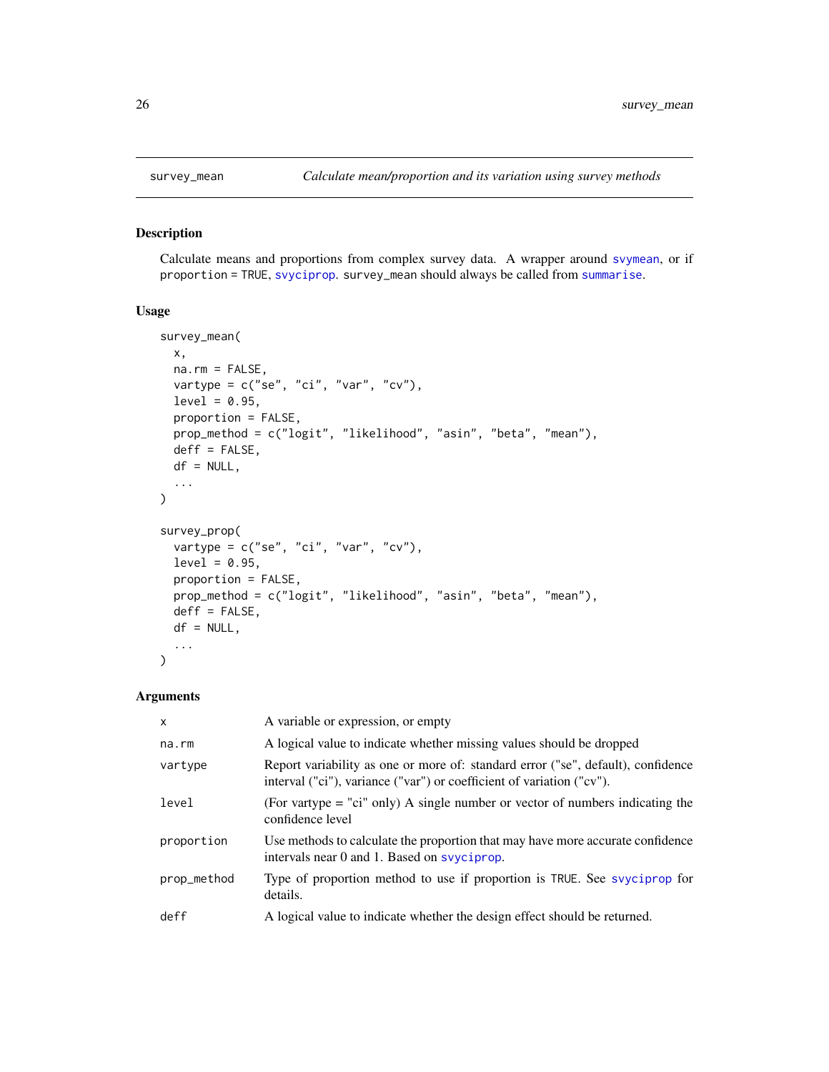## survey_mean — *Calculate mean/proportion and its variation using survey methods*

### Description

Calculate means and proportions from complex survey data. A wrapper around svymean, or if `proportion = TRUE`, svyciprop. survey_mean should always be called from summarise.

### Usage

```
survey_mean(
  x,
  na.rm = FALSE,
  vartype = c("se", "ci", "var", "cv"),
  level = 0.95,
  proportion = FALSE,
  prop_method = c("logit", "likelihood", "asin", "beta", "mean"),
  deff = FALSE,
  df = NULL,
  ...
)

survey_prop(
  vartype = c("se", "ci", "var", "cv"),
  level = 0.95,
  proportion = FALSE,
  prop_method = c("logit", "likelihood", "asin", "beta", "mean"),
  deff = FALSE,
  df = NULL,
  ...
)
```

### Arguments

| | |
|---|---|
| x | A variable or expression, or empty |
| na.rm | A logical value to indicate whether missing values should be dropped |
| vartype | Report variability as one or more of: standard error ("se", default), confidence interval ("ci"), variance ("var") or coefficient of variation ("cv"). |
| level | (For vartype = "ci" only) A single number or vector of numbers indicating the confidence level |
| proportion | Use methods to calculate the proportion that may have more accurate confidence intervals near 0 and 1. Based on svyciprop. |
| prop_method | Type of proportion method to use if proportion is TRUE. See svyciprop for details. |
| deff | A logical value to indicate whether the design effect should be returned. |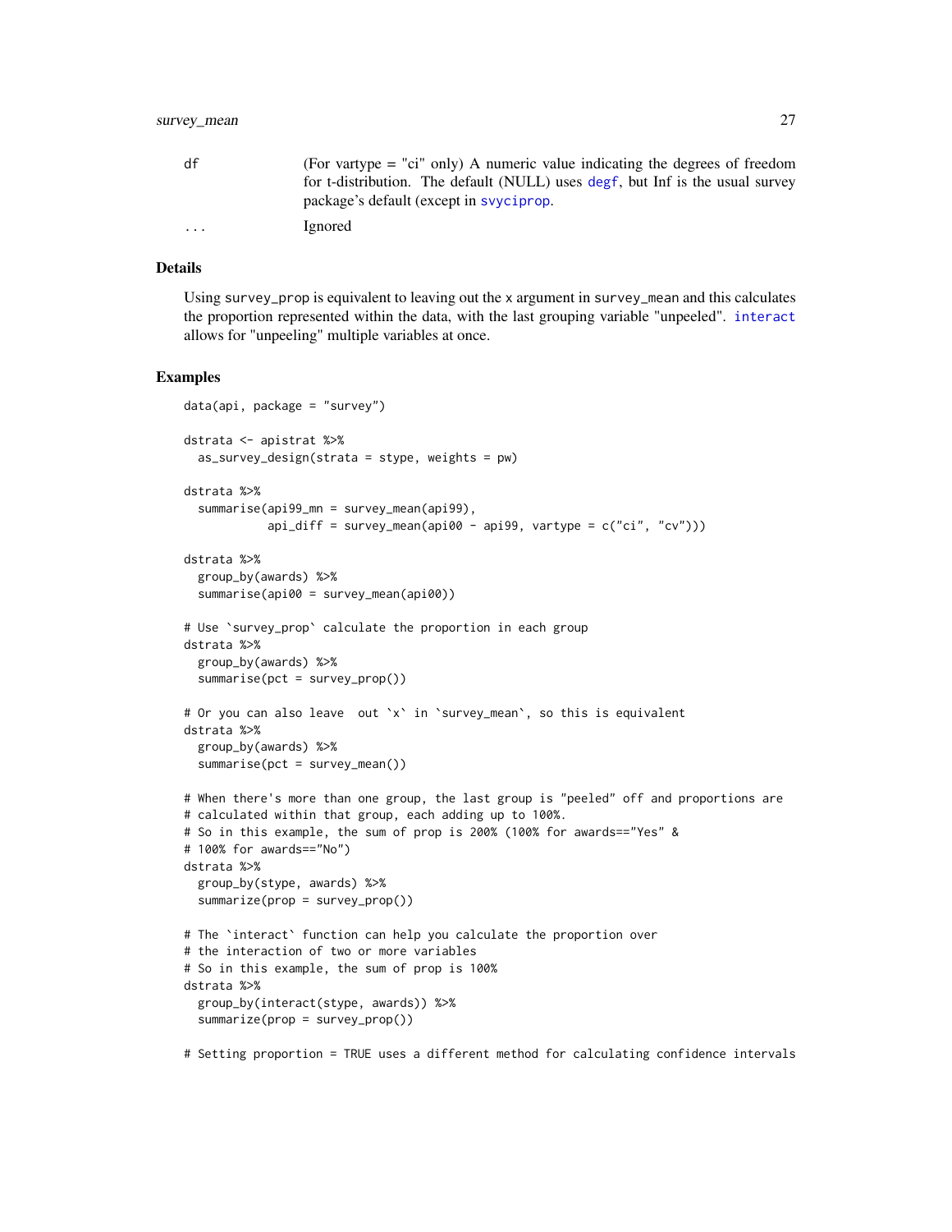| | |
|---|---|
| df | (For vartype = "ci" only) A numeric value indicating the degrees of freedom for t-distribution. The default (NULL) uses degf, but Inf is the usual survey package's default (except in svyciprop. |
| ... | Ignored |

## Details

Using survey_prop is equivalent to leaving out the x argument in survey_mean and this calculates the proportion represented within the data, with the last grouping variable "unpeeled". interact allows for "unpeeling" multiple variables at once.

## Examples

```
data(api, package = "survey")

dstrata <- apistrat %>%
  as_survey_design(strata = stype, weights = pw)

dstrata %>%
  summarise(api99_mn = survey_mean(api99),
            api_diff = survey_mean(api00 - api99, vartype = c("ci", "cv")))

dstrata %>%
  group_by(awards) %>%
  summarise(api00 = survey_mean(api00))

# Use `survey_prop` calculate the proportion in each group
dstrata %>%
  group_by(awards) %>%
  summarise(pct = survey_prop())

# Or you can also leave  out `x` in `survey_mean`, so this is equivalent
dstrata %>%
  group_by(awards) %>%
  summarise(pct = survey_mean())

# When there's more than one group, the last group is "peeled" off and proportions are
# calculated within that group, each adding up to 100%.
# So in this example, the sum of prop is 200% (100% for awards=="Yes" &
# 100% for awards=="No")
dstrata %>%
  group_by(stype, awards) %>%
  summarize(prop = survey_prop())

# The `interact` function can help you calculate the proportion over
# the interaction of two or more variables
# So in this example, the sum of prop is 100%
dstrata %>%
  group_by(interact(stype, awards)) %>%
  summarize(prop = survey_prop())

# Setting proportion = TRUE uses a different method for calculating confidence intervals
```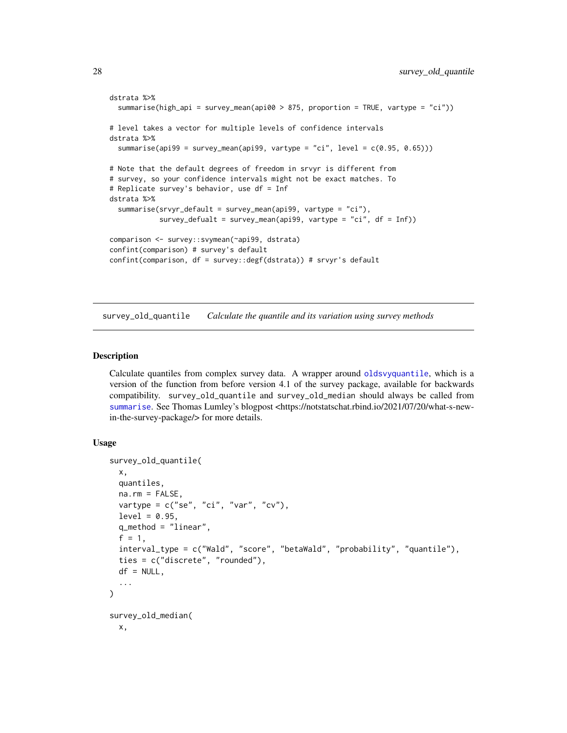```
dstrata %>%
  summarise(high_api = survey_mean(api00 > 875, proportion = TRUE, vartype = "ci"))

# level takes a vector for multiple levels of confidence intervals
dstrata %>%
  summarise(api99 = survey_mean(api99, vartype = "ci", level = c(0.95, 0.65)))

# Note that the default degrees of freedom in srvyr is different from
# survey, so your confidence intervals might not be exact matches. To
# Replicate survey's behavior, use df = Inf
dstrata %>%
  summarise(srvyr_default = survey_mean(api99, vartype = "ci"),
            survey_defualt = survey_mean(api99, vartype = "ci", df = Inf))

comparison <- survey::svymean(~api99, dstrata)
confint(comparison) # survey's default
confint(comparison, df = survey::degf(dstrata)) # srvyr's default
```

## survey_old_quantile &nbsp;&nbsp; *Calculate the quantile and its variation using survey methods*

### Description

Calculate quantiles from complex survey data. A wrapper around `oldsvyquantile`, which is a version of the function from before version 4.1 of the survey package, available for backwards compatibility. `survey_old_quantile` and `survey_old_median` should always be called from `summarise`. See Thomas Lumley's blogpost <https://notstatschat.rbind.io/2021/07/20/what-s-new-in-the-survey-package/> for more details.

### Usage

```
survey_old_quantile(
  x,
  quantiles,
  na.rm = FALSE,
  vartype = c("se", "ci", "var", "cv"),
  level = 0.95,
  q_method = "linear",
  f = 1,
  interval_type = c("Wald", "score", "betaWald", "probability", "quantile"),
  ties = c("discrete", "rounded"),
  df = NULL,
  ...
)

survey_old_median(
  x,
```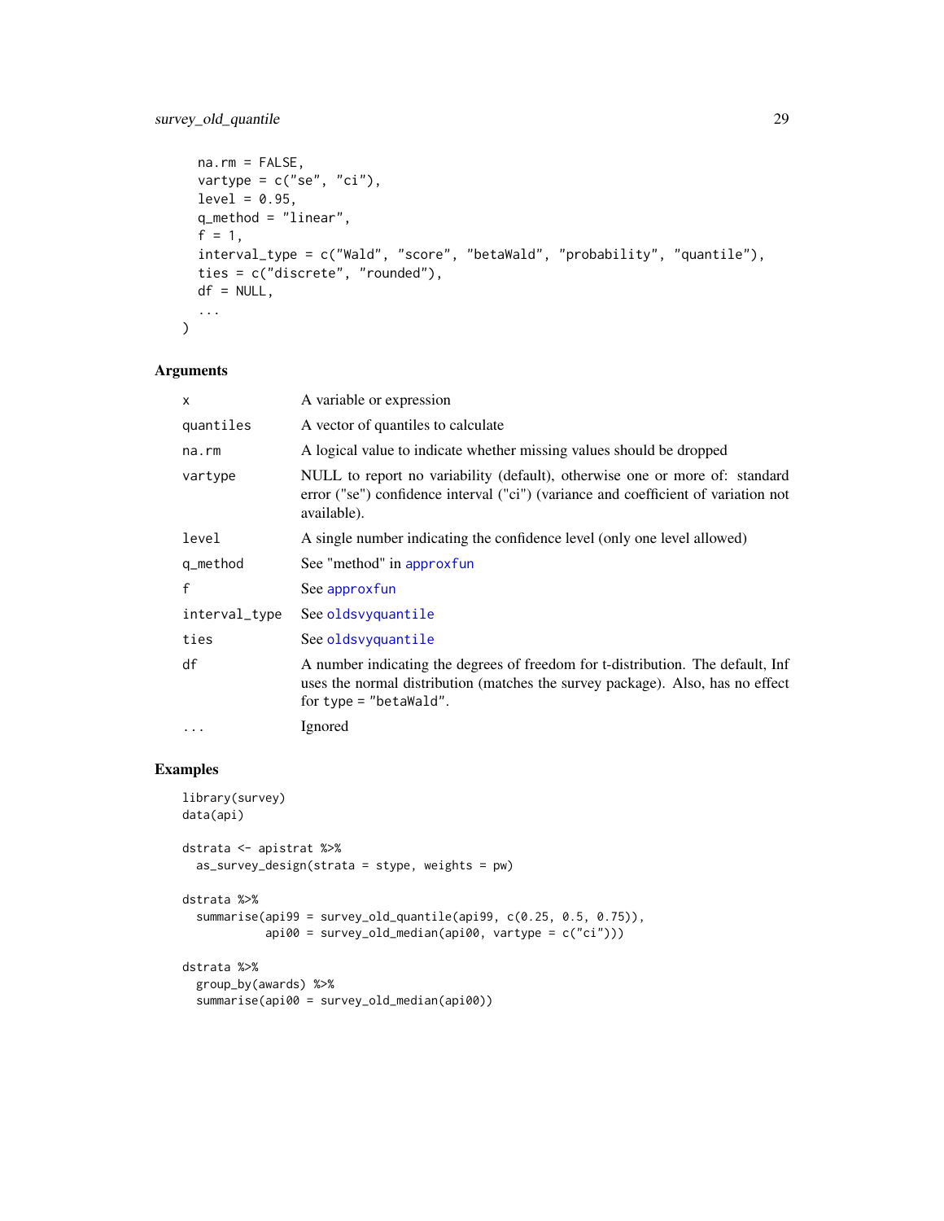```
  na.rm = FALSE,
  vartype = c("se", "ci"),
  level = 0.95,
  q_method = "linear",
  f = 1,
  interval_type = c("Wald", "score", "betaWald", "probability", "quantile"),
  ties = c("discrete", "rounded"),
  df = NULL,
  ...
)
```

### Arguments

| | |
|---|---|
| `x` | A variable or expression |
| `quantiles` | A vector of quantiles to calculate |
| `na.rm` | A logical value to indicate whether missing values should be dropped |
| `vartype` | NULL to report no variability (default), otherwise one or more of: standard error ("se") confidence interval ("ci") (variance and coefficient of variation not available). |
| `level` | A single number indicating the confidence level (only one level allowed) |
| `q_method` | See "method" in `approxfun` |
| `f` | See `approxfun` |
| `interval_type` | See `oldsvyquantile` |
| `ties` | See `oldsvyquantile` |
| `df` | A number indicating the degrees of freedom for t-distribution. The default, Inf uses the normal distribution (matches the survey package). Also, has no effect for `type = "betaWald"`. |
| `...` | Ignored |

### Examples

```
library(survey)
data(api)

dstrata <- apistrat %>%
  as_survey_design(strata = stype, weights = pw)

dstrata %>%
  summarise(api99 = survey_old_quantile(api99, c(0.25, 0.5, 0.75)),
            api00 = survey_old_median(api00, vartype = c("ci")))

dstrata %>%
  group_by(awards) %>%
  summarise(api00 = survey_old_median(api00))
```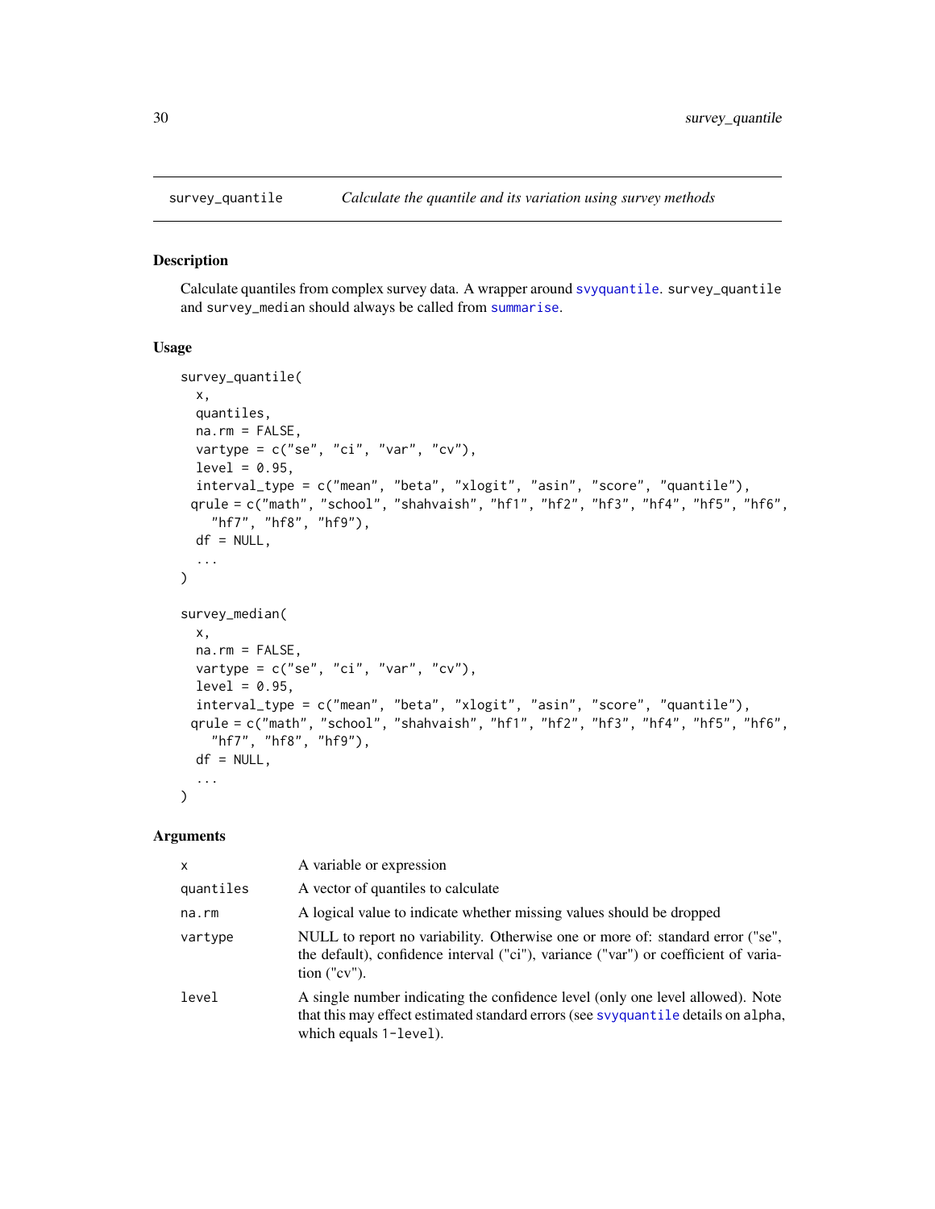survey_quantile — *Calculate the quantile and its variation using survey methods*

## Description

Calculate quantiles from complex survey data. A wrapper around svyquantile. survey_quantile and survey_median should always be called from summarise.

## Usage

```
survey_quantile(
  x,
  quantiles,
  na.rm = FALSE,
  vartype = c("se", "ci", "var", "cv"),
  level = 0.95,
  interval_type = c("mean", "beta", "xlogit", "asin", "score", "quantile"),
  qrule = c("math", "school", "shahvaish", "hf1", "hf2", "hf3", "hf4", "hf5", "hf6",
    "hf7", "hf8", "hf9"),
  df = NULL,
  ...
)

survey_median(
  x,
  na.rm = FALSE,
  vartype = c("se", "ci", "var", "cv"),
  level = 0.95,
  interval_type = c("mean", "beta", "xlogit", "asin", "score", "quantile"),
  qrule = c("math", "school", "shahvaish", "hf1", "hf2", "hf3", "hf4", "hf5", "hf6",
    "hf7", "hf8", "hf9"),
  df = NULL,
  ...
)
```

## Arguments

| | |
|---|---|
| x | A variable or expression |
| quantiles | A vector of quantiles to calculate |
| na.rm | A logical value to indicate whether missing values should be dropped |
| vartype | NULL to report no variability. Otherwise one or more of: standard error ("se", the default), confidence interval ("ci"), variance ("var") or coefficient of variation ("cv"). |
| level | A single number indicating the confidence level (only one level allowed). Note that this may effect estimated standard errors (see svyquantile details on alpha, which equals 1-level). |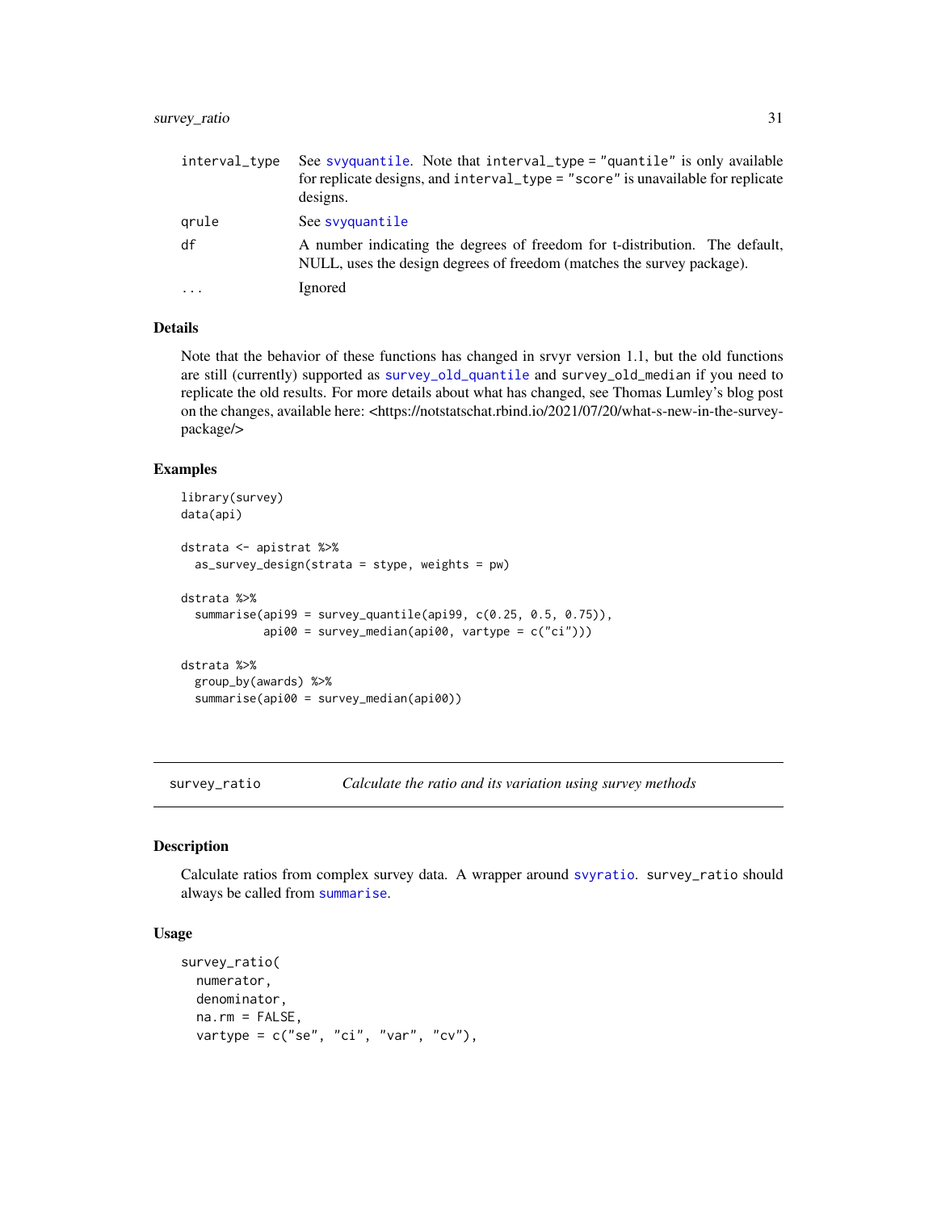| | |
|---|---|
| interval_type | See svyquantile. Note that interval_type = "quantile" is only available for replicate designs, and interval_type = "score" is unavailable for replicate designs. |
| qrule | See svyquantile |
| df | A number indicating the degrees of freedom for t-distribution. The default, NULL, uses the design degrees of freedom (matches the survey package). |
| ... | Ignored |

## Details

Note that the behavior of these functions has changed in srvyr version 1.1, but the old functions are still (currently) supported as survey_old_quantile and survey_old_median if you need to replicate the old results. For more details about what has changed, see Thomas Lumley's blog post on the changes, available here: <https://notstatschat.rbind.io/2021/07/20/what-s-new-in-the-survey-package/>

## Examples

```
library(survey)
data(api)

dstrata <- apistrat %>%
  as_survey_design(strata = stype, weights = pw)

dstrata %>%
  summarise(api99 = survey_quantile(api99, c(0.25, 0.5, 0.75)),
            api00 = survey_median(api00, vartype = c("ci")))

dstrata %>%
  group_by(awards) %>%
  summarise(api00 = survey_median(api00))
```

---

# survey_ratio — *Calculate the ratio and its variation using survey methods*

## Description

Calculate ratios from complex survey data. A wrapper around svyratio. survey_ratio should always be called from summarise.

## Usage

```
survey_ratio(
  numerator,
  denominator,
  na.rm = FALSE,
  vartype = c("se", "ci", "var", "cv"),
```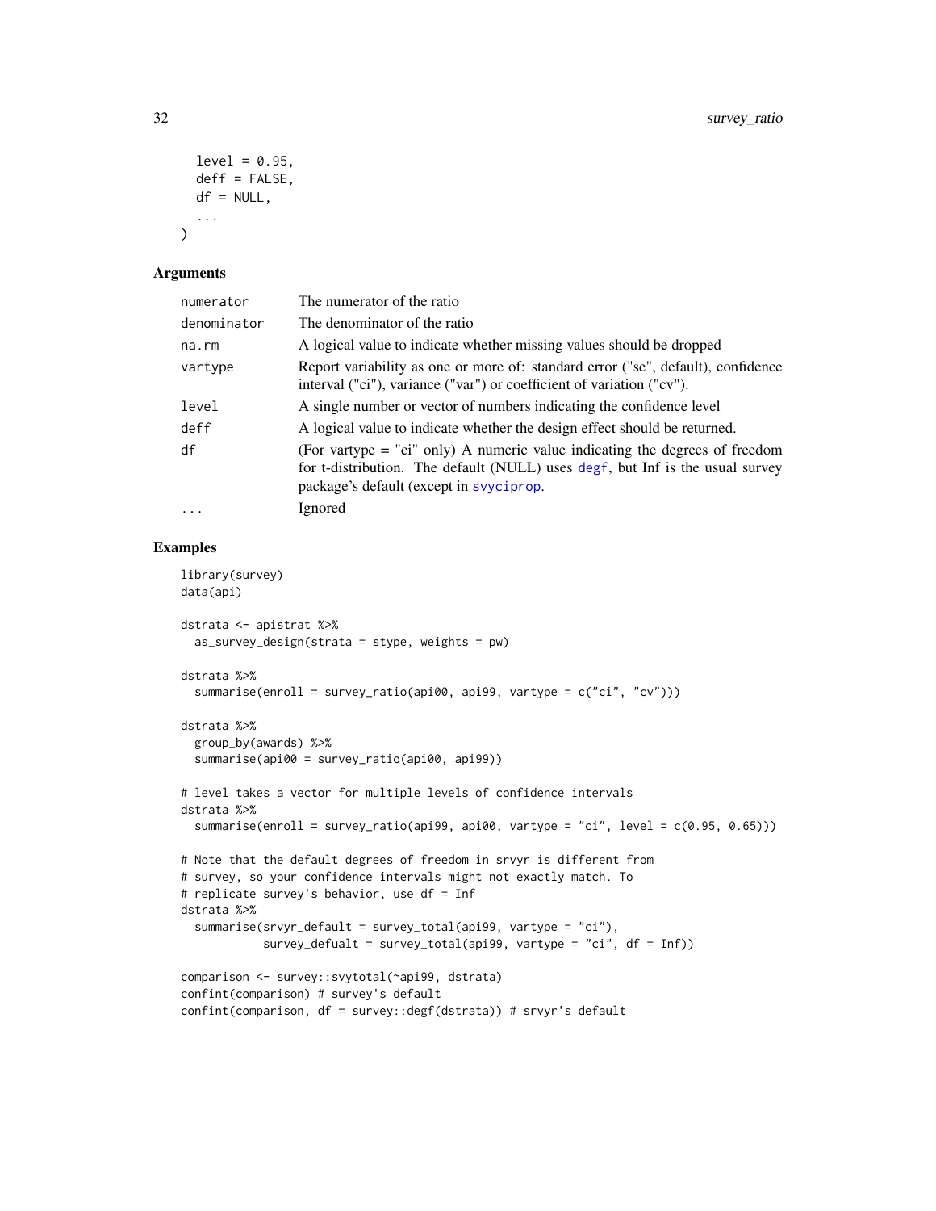```
  level = 0.95,
  deff = FALSE,
  df = NULL,
  ...
)
```

### Arguments

| | |
|---|---|
| numerator | The numerator of the ratio |
| denominator | The denominator of the ratio |
| na.rm | A logical value to indicate whether missing values should be dropped |
| vartype | Report variability as one or more of: standard error ("se", default), confidence interval ("ci"), variance ("var") or coefficient of variation ("cv"). |
| level | A single number or vector of numbers indicating the confidence level |
| deff | A logical value to indicate whether the design effect should be returned. |
| df | (For vartype = "ci" only) A numeric value indicating the degrees of freedom for t-distribution. The default (NULL) uses degf, but Inf is the usual survey package's default (except in svyciprop. |
| ... | Ignored |

### Examples

```
library(survey)
data(api)

dstrata <- apistrat %>%
  as_survey_design(strata = stype, weights = pw)

dstrata %>%
  summarise(enroll = survey_ratio(api00, api99, vartype = c("ci", "cv")))

dstrata %>%
  group_by(awards) %>%
  summarise(api00 = survey_ratio(api00, api99))

# level takes a vector for multiple levels of confidence intervals
dstrata %>%
  summarise(enroll = survey_ratio(api99, api00, vartype = "ci", level = c(0.95, 0.65)))

# Note that the default degrees of freedom in srvyr is different from
# survey, so your confidence intervals might not exactly match. To
# replicate survey's behavior, use df = Inf
dstrata %>%
  summarise(srvyr_default = survey_total(api99, vartype = "ci"),
            survey_defualt = survey_total(api99, vartype = "ci", df = Inf))

comparison <- survey::svytotal(~api99, dstrata)
confint(comparison) # survey's default
confint(comparison, df = survey::degf(dstrata)) # srvyr's default
```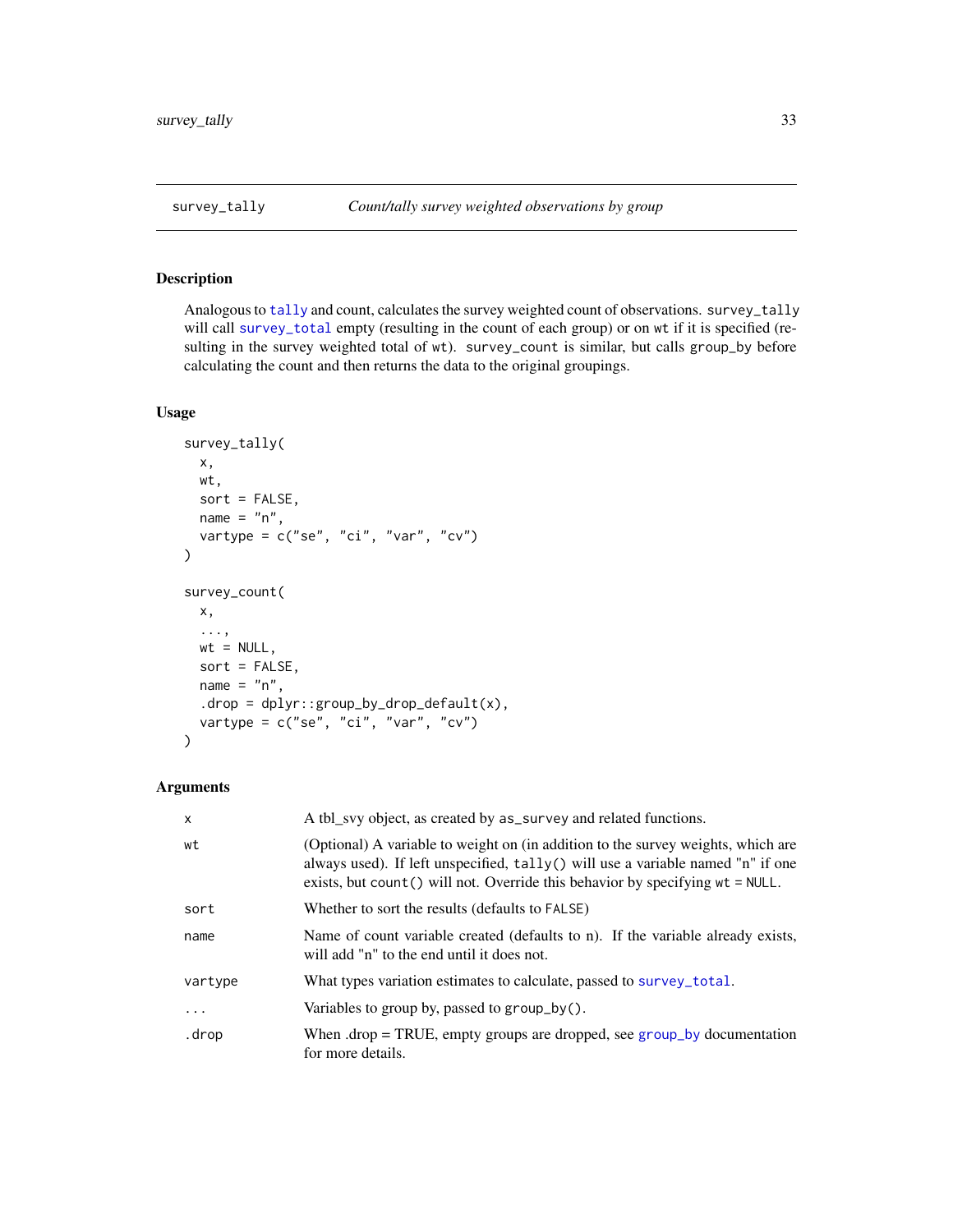## survey_tally — *Count/tally survey weighted observations by group*

### Description

Analogous to tally and count, calculates the survey weighted count of observations. `survey_tally` will call survey_total empty (resulting in the count of each group) or on `wt` if it is specified (resulting in the survey weighted total of `wt`). `survey_count` is similar, but calls `group_by` before calculating the count and then returns the data to the original groupings.

### Usage

```
survey_tally(
  x,
  wt,
  sort = FALSE,
  name = "n",
  vartype = c("se", "ci", "var", "cv")
)

survey_count(
  x,
  ...,
  wt = NULL,
  sort = FALSE,
  name = "n",
  .drop = dplyr::group_by_drop_default(x),
  vartype = c("se", "ci", "var", "cv")
)
```

### Arguments

| | |
|---|---|
| `x` | A tbl_svy object, as created by `as_survey` and related functions. |
| `wt` | (Optional) A variable to weight on (in addition to the survey weights, which are always used). If left unspecified, `tally()` will use a variable named "n" if one exists, but `count()` will not. Override this behavior by specifying `wt = NULL`. |
| `sort` | Whether to sort the results (defaults to `FALSE`) |
| `name` | Name of count variable created (defaults to n). If the variable already exists, will add "n" to the end until it does not. |
| `vartype` | What types variation estimates to calculate, passed to survey_total. |
| `...` | Variables to group by, passed to `group_by()`. |
| `.drop` | When .drop = TRUE, empty groups are dropped, see group_by documentation for more details. |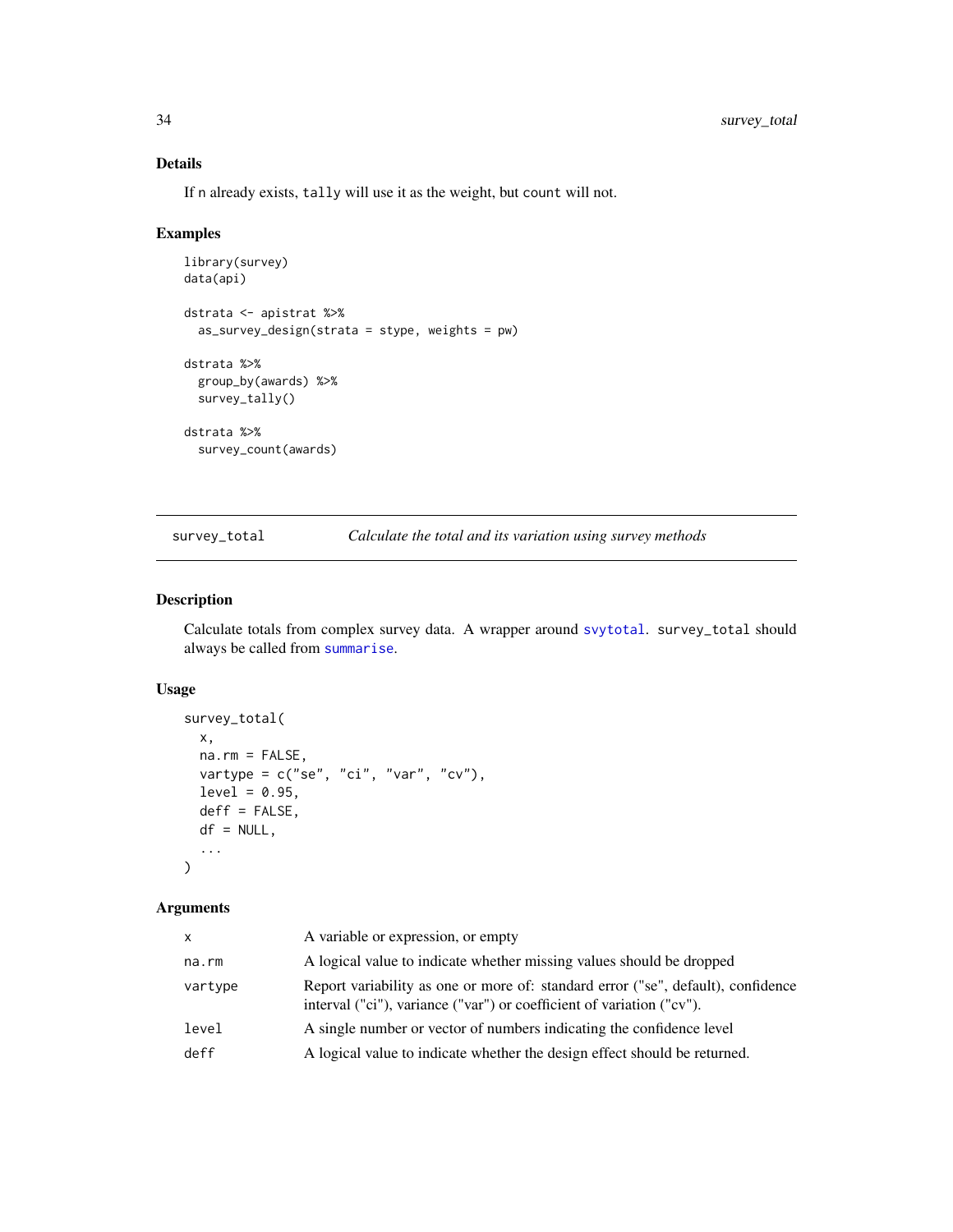### Details

If n already exists, tally will use it as the weight, but count will not.

### Examples

```
library(survey)
data(api)

dstrata <- apistrat %>%
  as_survey_design(strata = stype, weights = pw)

dstrata %>%
  group_by(awards) %>%
  survey_tally()

dstrata %>%
  survey_count(awards)
```

## survey_total — *Calculate the total and its variation using survey methods*

### Description

Calculate totals from complex survey data. A wrapper around svytotal. survey_total should always be called from summarise.

### Usage

```
survey_total(
  x,
  na.rm = FALSE,
  vartype = c("se", "ci", "var", "cv"),
  level = 0.95,
  deff = FALSE,
  df = NULL,
  ...
)
```

### Arguments

| | |
|---|---|
| x | A variable or expression, or empty |
| na.rm | A logical value to indicate whether missing values should be dropped |
| vartype | Report variability as one or more of: standard error ("se", default), confidence interval ("ci"), variance ("var") or coefficient of variation ("cv"). |
| level | A single number or vector of numbers indicating the confidence level |
| deff | A logical value to indicate whether the design effect should be returned. |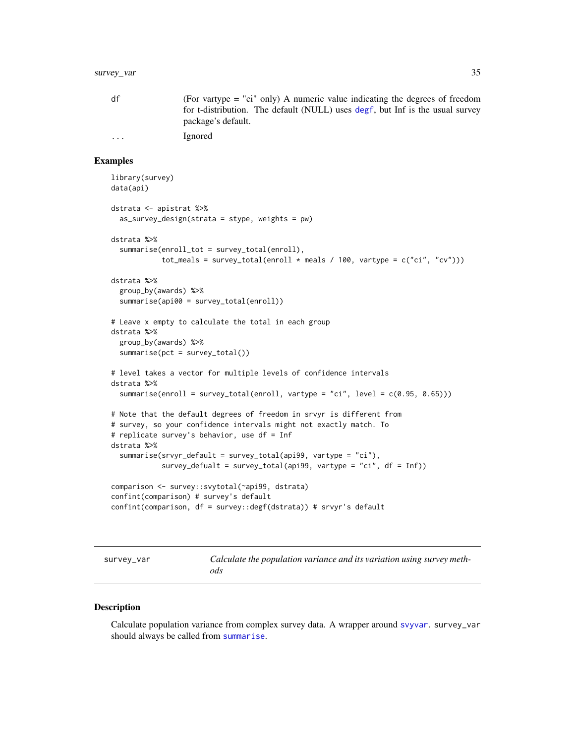| | |
|---|---|
| df | (For vartype = "ci" only) A numeric value indicating the degrees of freedom for t-distribution. The default (NULL) uses degf, but Inf is the usual survey package's default. |
| ... | Ignored |

## Examples

```
library(survey)
data(api)

dstrata <- apistrat %>%
  as_survey_design(strata = stype, weights = pw)

dstrata %>%
  summarise(enroll_tot = survey_total(enroll),
            tot_meals = survey_total(enroll * meals / 100, vartype = c("ci", "cv")))

dstrata %>%
  group_by(awards) %>%
  summarise(api00 = survey_total(enroll))

# Leave x empty to calculate the total in each group
dstrata %>%
  group_by(awards) %>%
  summarise(pct = survey_total())

# level takes a vector for multiple levels of confidence intervals
dstrata %>%
  summarise(enroll = survey_total(enroll, vartype = "ci", level = c(0.95, 0.65)))

# Note that the default degrees of freedom in srvyr is different from
# survey, so your confidence intervals might not exactly match. To
# replicate survey's behavior, use df = Inf
dstrata %>%
  summarise(srvyr_default = survey_total(api99, vartype = "ci"),
            survey_defualt = survey_total(api99, vartype = "ci", df = Inf))

comparison <- survey::svytotal(~api99, dstrata)
confint(comparison) # survey's default
confint(comparison, df = survey::degf(dstrata)) # srvyr's default
```

---

# survey_var — *Calculate the population variance and its variation using survey methods*

## Description

Calculate population variance from complex survey data. A wrapper around svyvar. survey_var should always be called from summarise.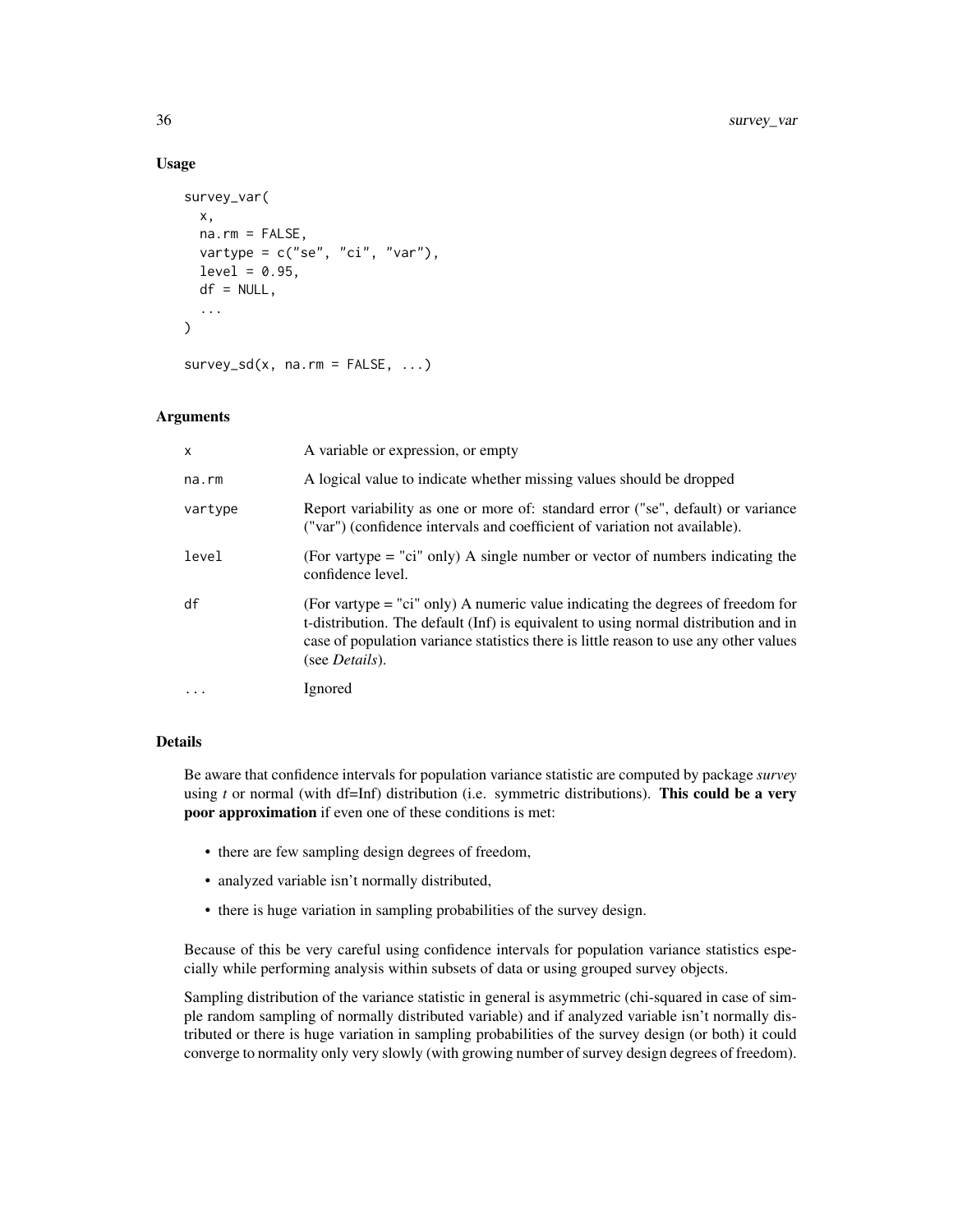### Usage

```
survey_var(
  x,
  na.rm = FALSE,
  vartype = c("se", "ci", "var"),
  level = 0.95,
  df = NULL,
  ...
)

survey_sd(x, na.rm = FALSE, ...)
```

### Arguments

| | |
|---|---|
| `x` | A variable or expression, or empty |
| `na.rm` | A logical value to indicate whether missing values should be dropped |
| `vartype` | Report variability as one or more of: standard error ("se", default) or variance ("var") (confidence intervals and coefficient of variation not available). |
| `level` | (For vartype = "ci" only) A single number or vector of numbers indicating the confidence level. |
| `df` | (For vartype = "ci" only) A numeric value indicating the degrees of freedom for t-distribution. The default (Inf) is equivalent to using normal distribution and in case of population variance statistics there is little reason to use any other values (see *Details*). |
| `...` | Ignored |

### Details

Be aware that confidence intervals for population variance statistic are computed by package *survey* using *t* or normal (with df=Inf) distribution (i.e. symmetric distributions). **This could be a very poor approximation** if even one of these conditions is met:

- there are few sampling design degrees of freedom,
- analyzed variable isn't normally distributed,
- there is huge variation in sampling probabilities of the survey design.

Because of this be very careful using confidence intervals for population variance statistics especially while performing analysis within subsets of data or using grouped survey objects.

Sampling distribution of the variance statistic in general is asymmetric (chi-squared in case of simple random sampling of normally distributed variable) and if analyzed variable isn't normally distributed or there is huge variation in sampling probabilities of the survey design (or both) it could converge to normality only very slowly (with growing number of survey design degrees of freedom).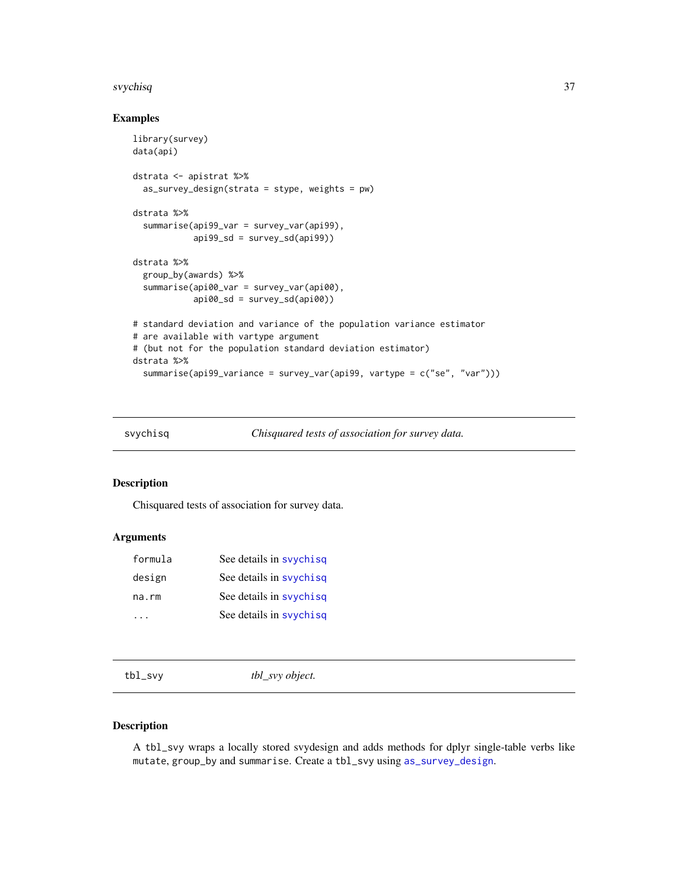## Examples

```
library(survey)
data(api)

dstrata <- apistrat %>%
  as_survey_design(strata = stype, weights = pw)

dstrata %>%
  summarise(api99_var = survey_var(api99),
            api99_sd = survey_sd(api99))

dstrata %>%
  group_by(awards) %>%
  summarise(api00_var = survey_var(api00),
            api00_sd = survey_sd(api00))

# standard deviation and variance of the population variance estimator
# are available with vartype argument
# (but not for the population standard deviation estimator)
dstrata %>%
  summarise(api99_variance = survey_var(api99, vartype = c("se", "var")))
```

---

# svychisq — *Chisquared tests of association for survey data.*

## Description

Chisquared tests of association for survey data.

## Arguments

| | |
|---|---|
| formula | See details in svychisq |
| design | See details in svychisq |
| na.rm | See details in svychisq |
| ... | See details in svychisq |

---

# tbl_svy — *tbl_svy object.*

## Description

A tbl_svy wraps a locally stored svydesign and adds methods for dplyr single-table verbs like mutate, group_by and summarise. Create a tbl_svy using as_survey_design.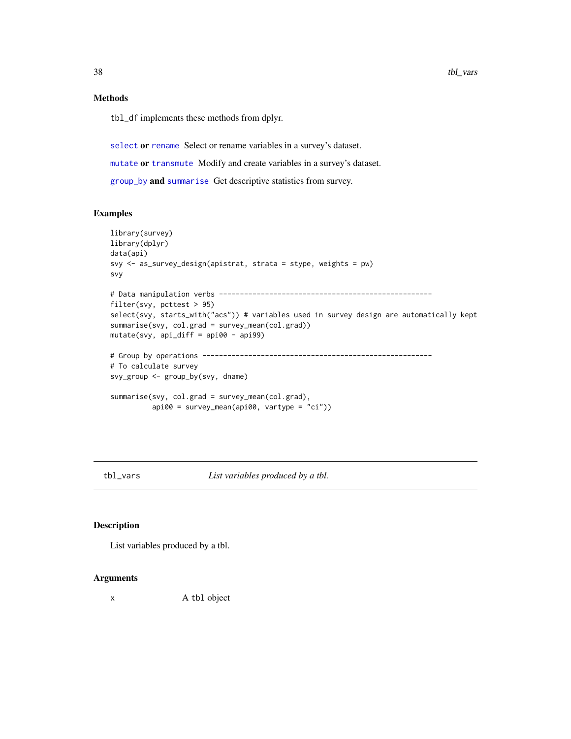### Methods

tbl_df implements these methods from dplyr.

**select or rename** Select or rename variables in a survey's dataset.

**mutate or transmute** Modify and create variables in a survey's dataset.

**group_by and summarise** Get descriptive statistics from survey.

### Examples

```
library(survey)
library(dplyr)
data(api)
svy <- as_survey_design(apistrat, strata = stype, weights = pw)
svy

# Data manipulation verbs ---------------------------------------------------
filter(svy, pcttest > 95)
select(svy, starts_with("acs")) # variables used in survey design are automatically kept
summarise(svy, col.grad = survey_mean(col.grad))
mutate(svy, api_diff = api00 - api99)

# Group by operations -------------------------------------------------------
# To calculate survey
svy_group <- group_by(svy, dname)

summarise(svy, col.grad = survey_mean(col.grad),
          api00 = survey_mean(api00, vartype = "ci"))
```

---

## tbl_vars — *List variables produced by a tbl.*

### Description

List variables produced by a tbl.

### Arguments

x — A tbl object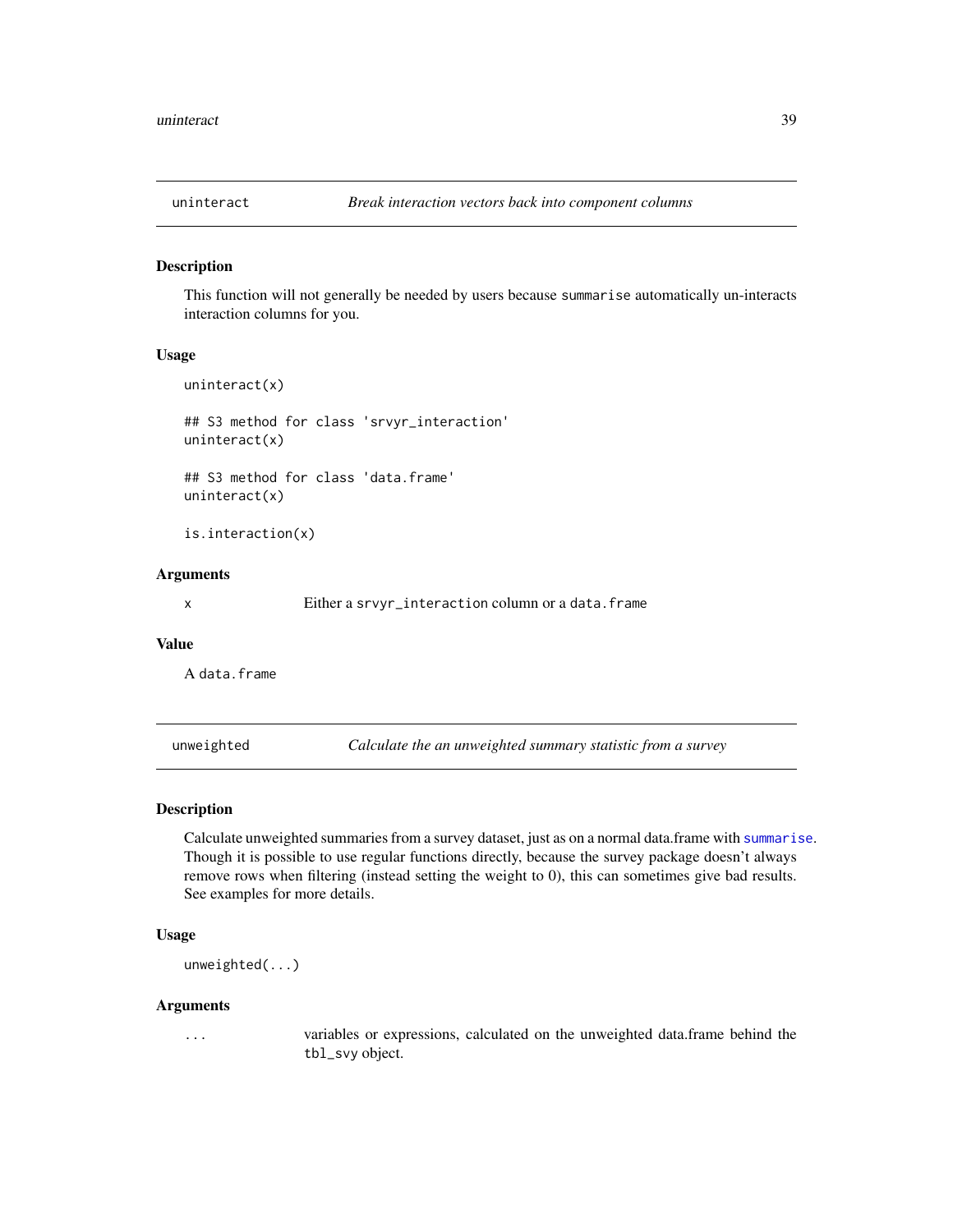## uninteract — *Break interaction vectors back into component columns*

### Description

This function will not generally be needed by users because `summarise` automatically un-interacts interaction columns for you.

### Usage

```
uninteract(x)

## S3 method for class 'srvyr_interaction'
uninteract(x)

## S3 method for class 'data.frame'
uninteract(x)

is.interaction(x)
```

### Arguments

| | |
|---|---|
| x | Either a `srvyr_interaction` column or a `data.frame` |

### Value

A `data.frame`

## unweighted — *Calculate the an unweighted summary statistic from a survey*

### Description

Calculate unweighted summaries from a survey dataset, just as on a normal data.frame with `summarise`. Though it is possible to use regular functions directly, because the survey package doesn't always remove rows when filtering (instead setting the weight to 0), this can sometimes give bad results. See examples for more details.

### Usage

```
unweighted(...)
```

### Arguments

| | |
|---|---|
| ... | variables or expressions, calculated on the unweighted data.frame behind the `tbl_svy` object. |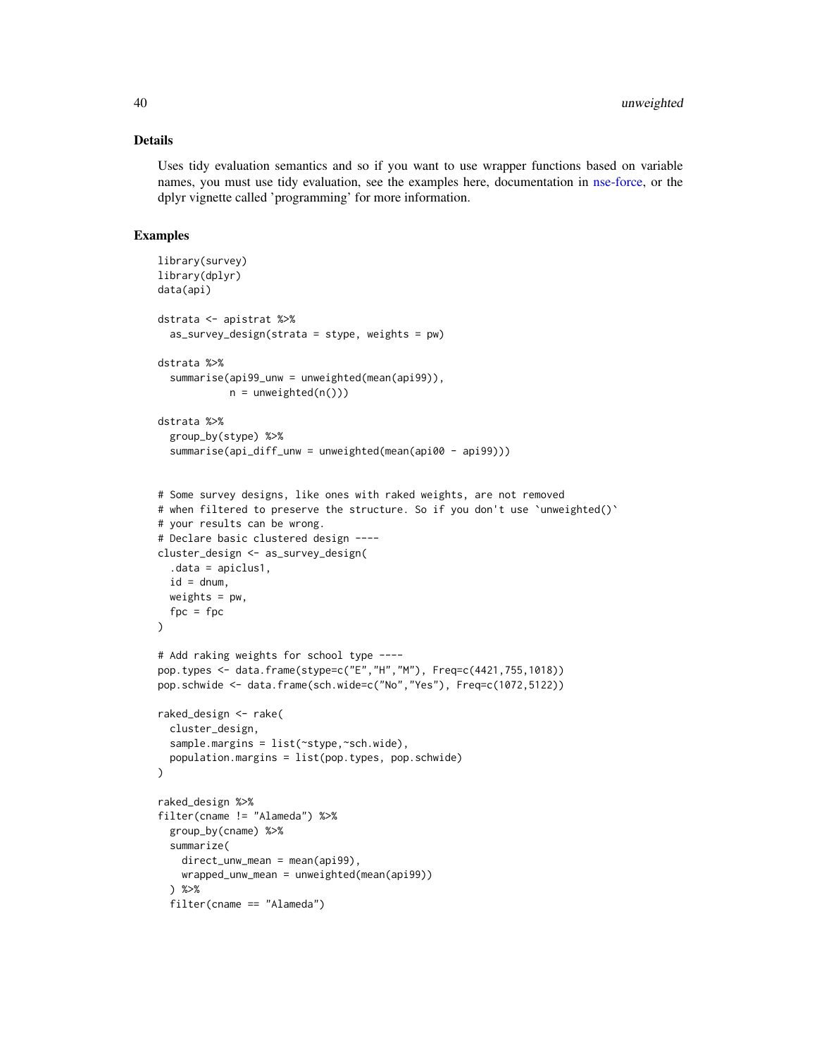## Details

Uses tidy evaluation semantics and so if you want to use wrapper functions based on variable names, you must use tidy evaluation, see the examples here, documentation in nse-force, or the dplyr vignette called 'programming' for more information.

## Examples

```
library(survey)
library(dplyr)
data(api)

dstrata <- apistrat %>%
  as_survey_design(strata = stype, weights = pw)

dstrata %>%
  summarise(api99_unw = unweighted(mean(api99)),
            n = unweighted(n()))

dstrata %>%
  group_by(stype) %>%
  summarise(api_diff_unw = unweighted(mean(api00 - api99)))


# Some survey designs, like ones with raked weights, are not removed
# when filtered to preserve the structure. So if you don't use `unweighted()`
# your results can be wrong.
# Declare basic clustered design ----
cluster_design <- as_survey_design(
  .data = apiclus1,
  id = dnum,
  weights = pw,
  fpc = fpc
)

# Add raking weights for school type ----
pop.types <- data.frame(stype=c("E","H","M"), Freq=c(4421,755,1018))
pop.schwide <- data.frame(sch.wide=c("No","Yes"), Freq=c(1072,5122))

raked_design <- rake(
  cluster_design,
  sample.margins = list(~stype,~sch.wide),
  population.margins = list(pop.types, pop.schwide)
)

raked_design %>%
filter(cname != "Alameda") %>%
  group_by(cname) %>%
  summarize(
    direct_unw_mean = mean(api99),
    wrapped_unw_mean = unweighted(mean(api99))
  ) %>%
  filter(cname == "Alameda")
```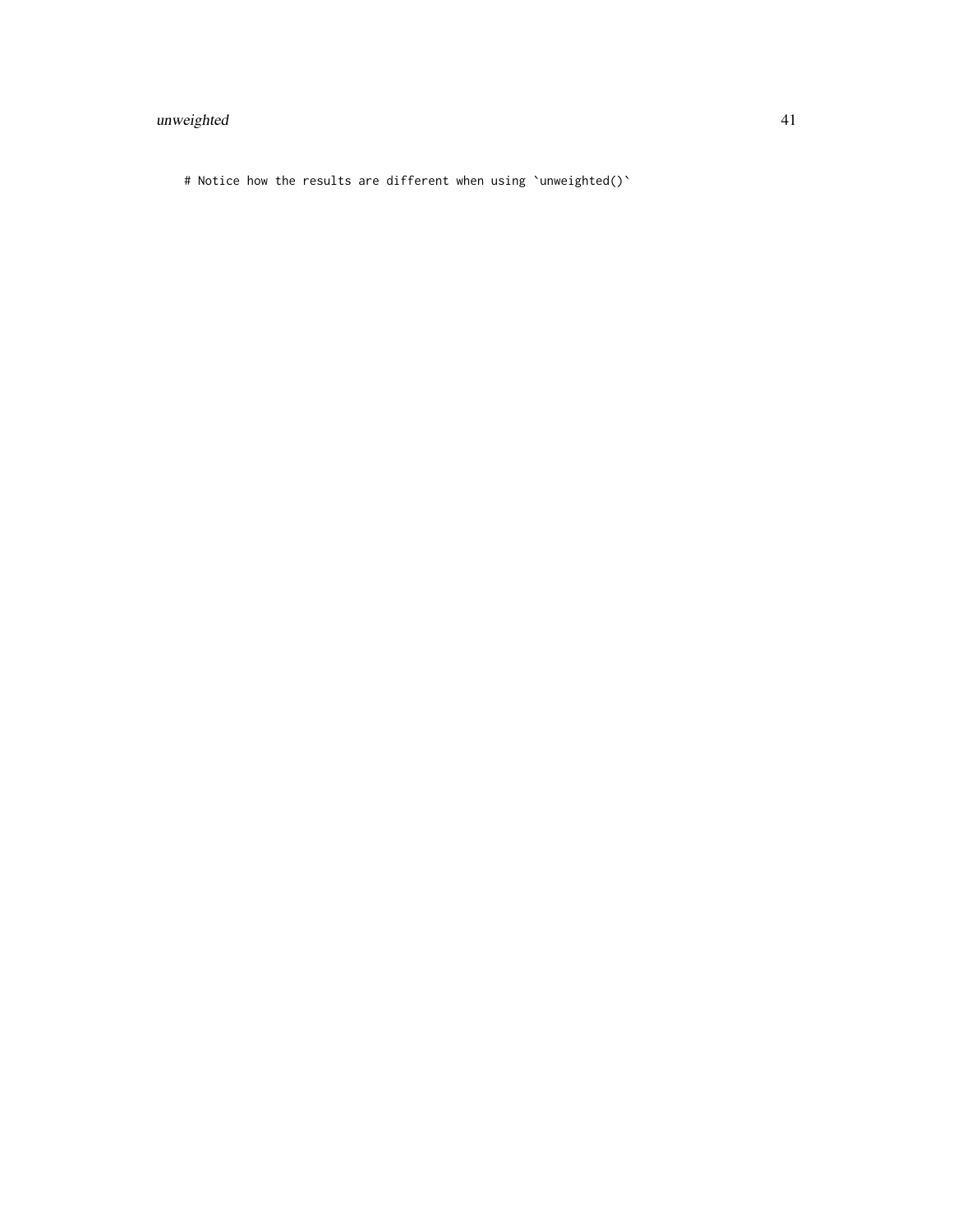```
# Notice how the results are different when using `unweighted()`
```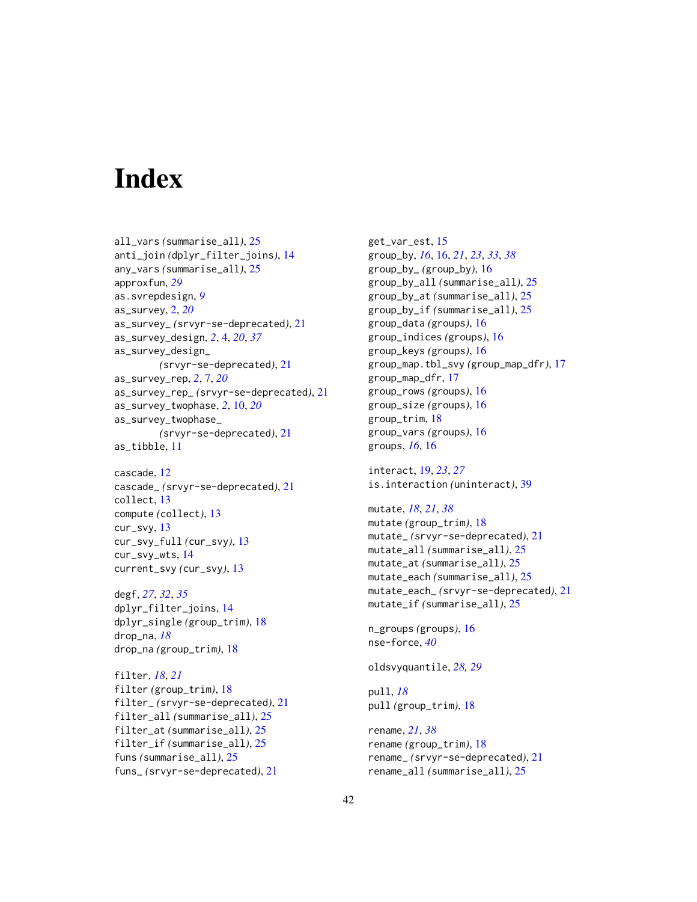# Index

all_vars *(*summarise_all*)*, 25
anti_join *(*dplyr_filter_joins*)*, 14
any_vars *(*summarise_all*)*, 25
approxfun, *29*
as.svrepdesign, *9*
as_survey, 2, *20*
as_survey_ *(*srvyr-se-deprecated*)*, 21
as_survey_design, 2, 4, *20*, *37*
as_survey_design_ *(*srvyr-se-deprecated*)*, 21
as_survey_rep, *2*, 7, *20*
as_survey_rep_ *(*srvyr-se-deprecated*)*, 21
as_survey_twophase, *2*, 10, *20*
as_survey_twophase_ *(*srvyr-se-deprecated*)*, 21
as_tibble, 11

cascade, 12
cascade_ *(*srvyr-se-deprecated*)*, 21
collect, 13
compute *(*collect*)*, 13
cur_svy, 13
cur_svy_full *(*cur_svy*)*, 13
cur_svy_wts, 14
current_svy *(*cur_svy*)*, 13

degf, *27*, *32*, *35*
dplyr_filter_joins, 14
dplyr_single *(*group_trim*)*, 18
drop_na, *18*
drop_na *(*group_trim*)*, 18

filter, *18*, *21*
filter *(*group_trim*)*, 18
filter_ *(*srvyr-se-deprecated*)*, 21
filter_all *(*summarise_all*)*, 25
filter_at *(*summarise_all*)*, 25
filter_if *(*summarise_all*)*, 25
funs *(*summarise_all*)*, 25
funs_ *(*srvyr-se-deprecated*)*, 21

get_var_est, 15
group_by, *16*, 16, *21*, *23*, *33*, *38*
group_by_ *(*group_by*)*, 16
group_by_all *(*summarise_all*)*, 25
group_by_at *(*summarise_all*)*, 25
group_by_if *(*summarise_all*)*, 25
group_data *(*groups*)*, 16
group_indices *(*groups*)*, 16
group_keys *(*groups*)*, 16
group_map.tbl_svy *(*group_map_dfr*)*, 17
group_map_dfr, 17
group_rows *(*groups*)*, 16
group_size *(*groups*)*, 16
group_trim, 18
group_vars *(*groups*)*, 16
groups, *16*, 16

interact, 19, *23*, *27*
is.interaction *(*uninteract*)*, 39

mutate, *18*, *21*, *38*
mutate *(*group_trim*)*, 18
mutate_ *(*srvyr-se-deprecated*)*, 21
mutate_all *(*summarise_all*)*, 25
mutate_at *(*summarise_all*)*, 25
mutate_each *(*summarise_all*)*, 25
mutate_each_ *(*srvyr-se-deprecated*)*, 21
mutate_if *(*summarise_all*)*, 25

n_groups *(*groups*)*, 16
nse-force, *40*

oldsvyquantile, *28, 29*

pull, *18*
pull *(*group_trim*)*, 18

rename, *21*, *38*
rename *(*group_trim*)*, 18
rename_ *(*srvyr-se-deprecated*)*, 21
rename_all *(*summarise_all*)*, 25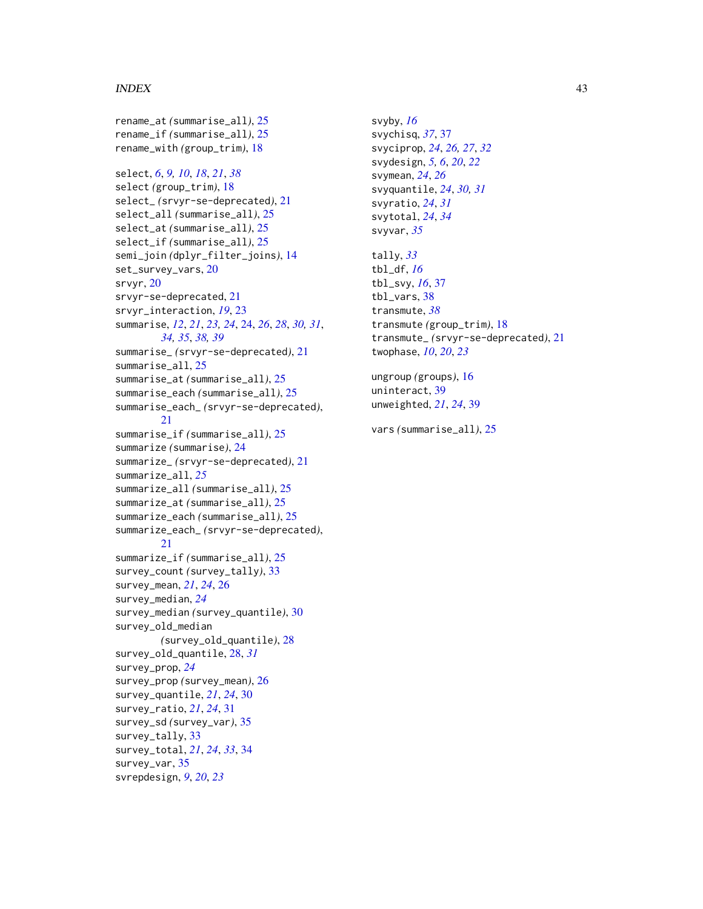rename_at (summarise_all), 25
rename_if (summarise_all), 25
rename_with (group_trim), 18

select, *6*, *9*, *10*, *18*, *21*, *38*
select (group_trim), 18
select_ (srvyr-se-deprecated), 21
select_all (summarise_all), 25
select_at (summarise_all), 25
select_if (summarise_all), 25
semi_join (dplyr_filter_joins), 14
set_survey_vars, 20
srvyr, 20
srvyr-se-deprecated, 21
srvyr_interaction, *19*, 23
summarise, *12*, *21*, *23*, *24*, 24, *26*, *28*, *30*, *31*, *34*, *35*, *38*, *39*
summarise_ (srvyr-se-deprecated), 21
summarise_all, 25
summarise_at (summarise_all), 25
summarise_each (summarise_all), 25
summarise_each_ (srvyr-se-deprecated), 21
summarise_if (summarise_all), 25
summarize (summarise), 24
summarize_ (srvyr-se-deprecated), 21
summarize_all, *25*
summarize_all (summarise_all), 25
summarize_at (summarise_all), 25
summarize_each (summarise_all), 25
summarize_each_ (srvyr-se-deprecated), 21
summarize_if (summarise_all), 25
survey_count (survey_tally), 33
survey_mean, *21*, *24*, 26
survey_median, *24*
survey_median (survey_quantile), 30
survey_old_median (survey_old_quantile), 28
survey_old_quantile, 28, *31*
survey_prop, *24*
survey_prop (survey_mean), 26
survey_quantile, *21*, *24*, 30
survey_ratio, *21*, *24*, 31
survey_sd (survey_var), 35
survey_tally, 33
survey_total, *21*, *24*, *33*, 34
survey_var, 35
svrepdesign, *9*, *20*, *23*
svyby, *16*
svychisq, *37*, 37
svyciprop, *24*, *26*, *27*, *32*
svydesign, *5*, *6*, *20*, *22*
svymean, *24*, *26*
svyquantile, *24*, *30*, *31*
svyratio, *24*, *31*
svytotal, *24*, *34*
svyvar, *35*

tally, *33*
tbl_df, *16*
tbl_svy, *16*, 37
tbl_vars, 38
transmute, *38*
transmute (group_trim), 18
transmute_ (srvyr-se-deprecated), 21
twophase, *10*, *20*, *23*

ungroup (groups), 16
uninteract, 39
unweighted, *21*, *24*, 39

vars (summarise_all), 25